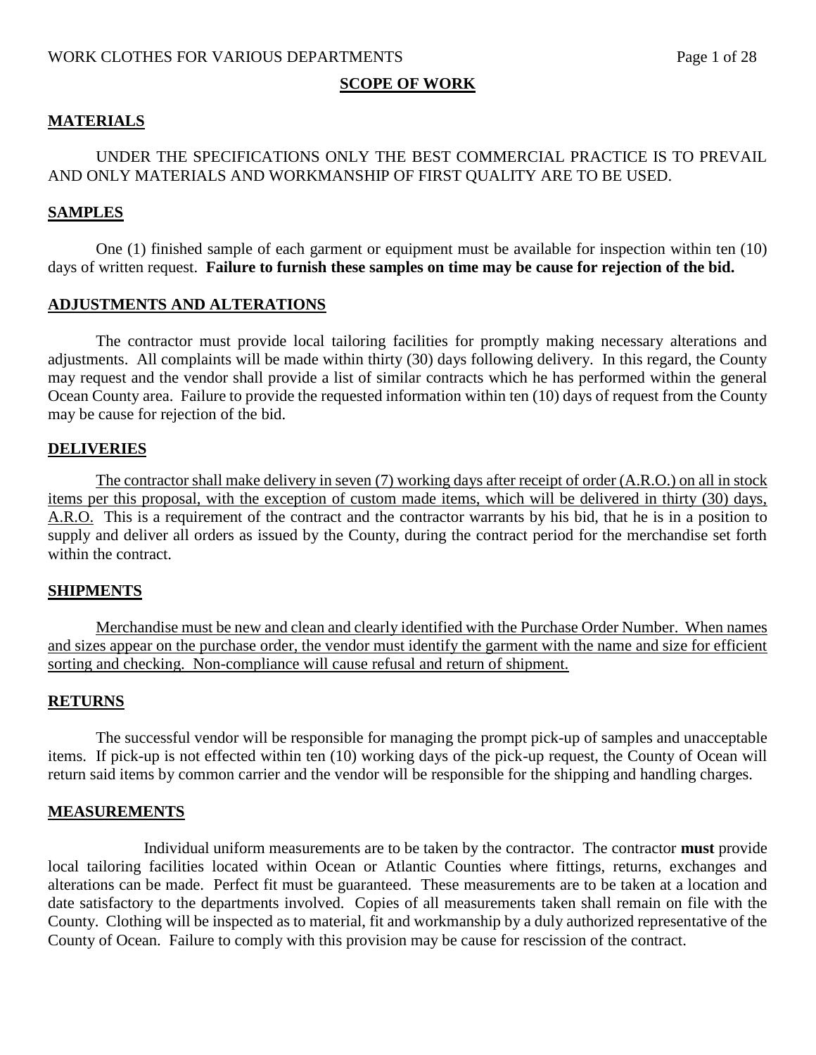## SCOPE OF WORK

### MATERIALS

UNDER THE SPECIFICATIONS ONLY THE BEST COMMERCIAL PRACTICE IS TO PREVAIL AND ONLY MATERIALS AND WORKMANSHIP OF FIRST QUALITY ARE TO BE USED.

### SAMPLES

One (1) finished sample of each garment or equipment must be available for inspection within ten (10) days of written request. **Failure to furnish these samples on time may be cause for rejection of the bid.**

### ADJUSTMENTS AND ALTERATIONS

The contractor must provide local tailoring facilities for promptly making necessary alterations and adjustments. All complaints will be made within thirty (30) days following delivery. In this regard, the County may request and the vendor shall provide a list of similar contracts which he has performed within the general Ocean County area. Failure to provide the requested information within ten (10) days of request from the County may be cause for rejection of the bid.

### DELIVERIES

The contractor shall make delivery in seven (7) working days after receipt of order (A.R.O.) on all in stock items per this proposal, with the exception of custom made items, which will be delivered in thirty (30) days, A.R.O. This is a requirement of the contract and the contractor warrants by his bid, that he is in a position to supply and deliver all orders as issued by the County, during the contract period for the merchandise set forth within the contract.

### SHIPMENTS

Merchandise must be new and clean and clearly identified with the Purchase Order Number. When names and sizes appear on the purchase order, the vendor must identify the garment with the name and size for efficient sorting and checking. Non-compliance will cause refusal and return of shipment.

### RETURNS

The successful vendor will be responsible for managing the prompt pick-up of samples and unacceptable items. If pick-up is not effected within ten (10) working days of the pick-up request, the County of Ocean will return said items by common carrier and the vendor will be responsible for the shipping and handling charges.

### MEASUREMENTS

Individual uniform measurements are to be taken by the contractor. The contractor **must** provide local tailoring facilities located within Ocean or Atlantic Counties where fittings, returns, exchanges and alterations can be made. Perfect fit must be guaranteed. These measurements are to be taken at a location and date satisfactory to the departments involved. Copies of all measurements taken shall remain on file with the County. Clothing will be inspected as to material, fit and workmanship by a duly authorized representative of the County of Ocean. Failure to comply with this provision may be cause for rescission of the contract.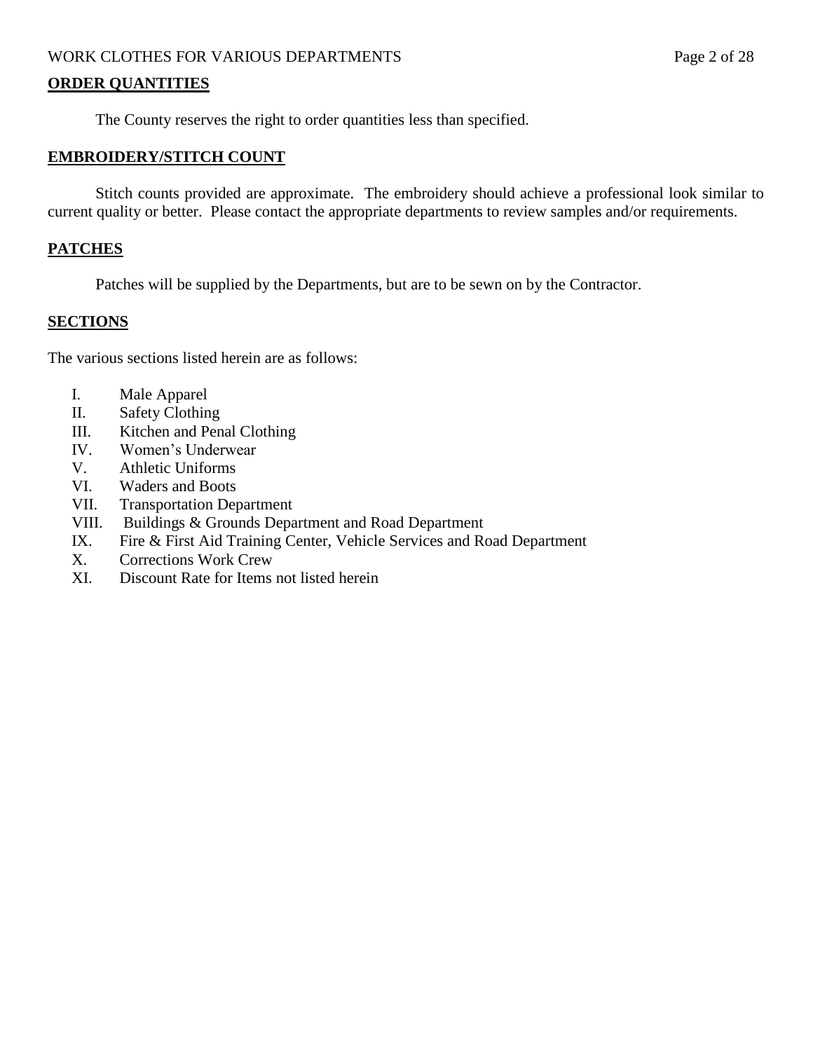## ORDER QUANTITIES

The County reserves the right to order quantities less than specified.

## EMBROIDERY/STITCH COUNT

Stitch counts provided are approximate. The embroidery should achieve a professional look similar to current quality or better. Please contact the appropriate departments to review samples and/or requirements.

## PATCHES

Patches will be supplied by the Departments, but are to be sewn on by the Contractor.

## SECTIONS

The various sections listed herein are as follows:

- I. Male Apparel
- II. Safety Clothing
- III. Kitchen and Penal Clothing
- IV. Women's Underwear
- V. Athletic Uniforms
- VI. Waders and Boots
- VII. Transportation Department
- VIII. Buildings & Grounds Department and Road Department
- IX. Fire & First Aid Training Center, Vehicle Services and Road Department
- X. Corrections Work Crew
- XI. Discount Rate for Items not listed herein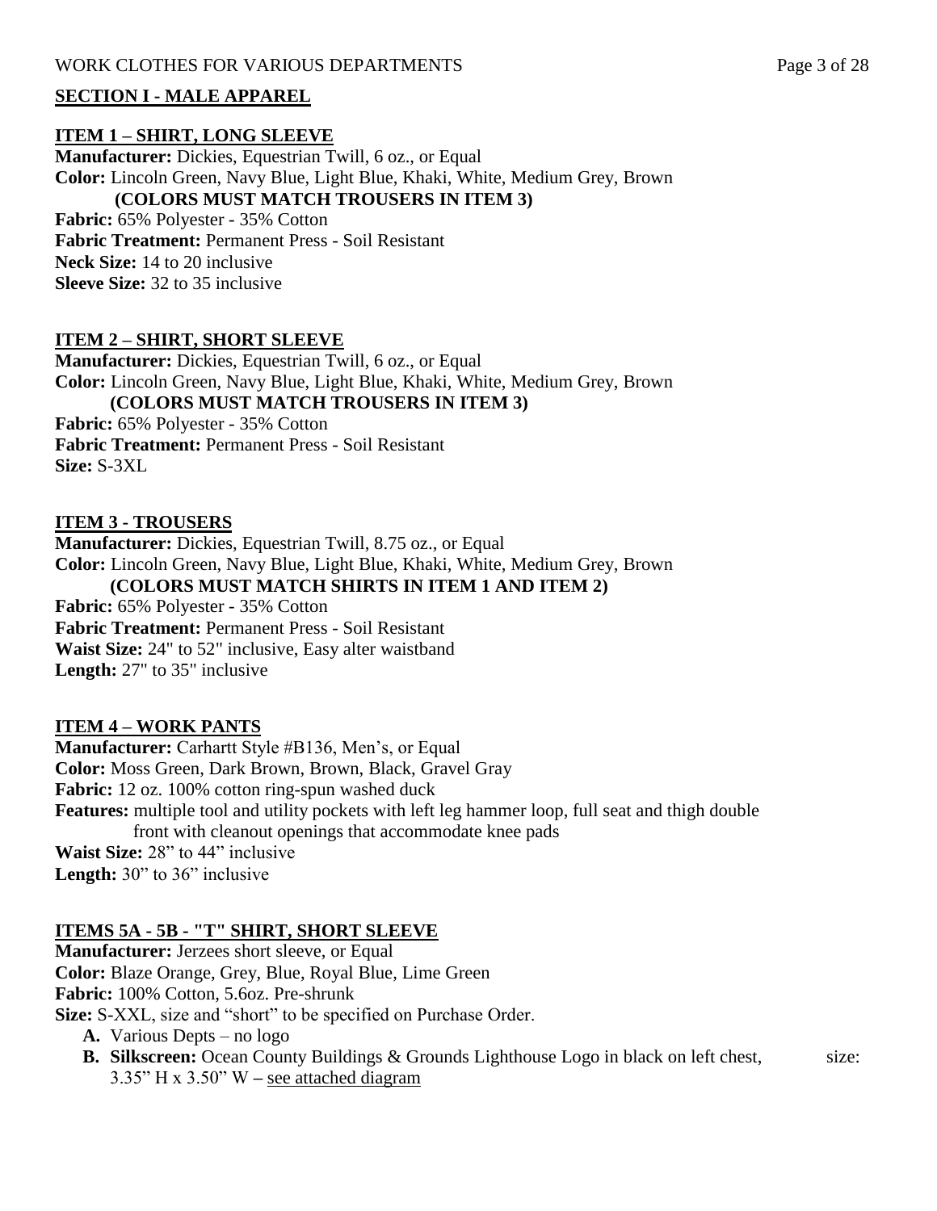## SECTION I - MALE APPAREL

### ITEM 1 – SHIRT, LONG SLEEVE

**Manufacturer:** Dickies, Equestrian Twill, 6 oz., or Equal
**Color:** Lincoln Green, Navy Blue, Light Blue, Khaki, White, Medium Grey, Brown
**(COLORS MUST MATCH TROUSERS IN ITEM 3)**
**Fabric:** 65% Polyester - 35% Cotton
**Fabric Treatment:** Permanent Press - Soil Resistant
**Neck Size:** 14 to 20 inclusive
**Sleeve Size:** 32 to 35 inclusive

### ITEM 2 – SHIRT, SHORT SLEEVE

**Manufacturer:** Dickies, Equestrian Twill, 6 oz., or Equal
**Color:** Lincoln Green, Navy Blue, Light Blue, Khaki, White, Medium Grey, Brown
**(COLORS MUST MATCH TROUSERS IN ITEM 3)**
**Fabric:** 65% Polyester - 35% Cotton
**Fabric Treatment:** Permanent Press - Soil Resistant
**Size:** S-3XL

### ITEM 3 - TROUSERS

**Manufacturer:** Dickies, Equestrian Twill, 8.75 oz., or Equal
**Color:** Lincoln Green, Navy Blue, Light Blue, Khaki, White, Medium Grey, Brown
**(COLORS MUST MATCH SHIRTS IN ITEM 1 AND ITEM 2)**
**Fabric:** 65% Polyester - 35% Cotton
**Fabric Treatment:** Permanent Press - Soil Resistant
**Waist Size:** 24" to 52" inclusive, Easy alter waistband
**Length:** 27" to 35" inclusive

### ITEM 4 – WORK PANTS

**Manufacturer:** Carhartt Style #B136, Men's, or Equal
**Color:** Moss Green, Dark Brown, Brown, Black, Gravel Gray
**Fabric:** 12 oz. 100% cotton ring-spun washed duck
**Features:** multiple tool and utility pockets with left leg hammer loop, full seat and thigh double front with cleanout openings that accommodate knee pads
**Waist Size:** 28" to 44" inclusive
**Length:** 30" to 36" inclusive

### ITEMS 5A - 5B - "T" SHIRT, SHORT SLEEVE

**Manufacturer:** Jerzees short sleeve, or Equal
**Color:** Blaze Orange, Grey, Blue, Royal Blue, Lime Green
**Fabric:** 100% Cotton, 5.6oz. Pre-shrunk
**Size:** S-XXL, size and "short" to be specified on Purchase Order.

- **A.** Various Depts – no logo
- **B. Silkscreen:** Ocean County Buildings & Grounds Lighthouse Logo in black on left chest, size: 3.35" H x 3.50" W – see attached diagram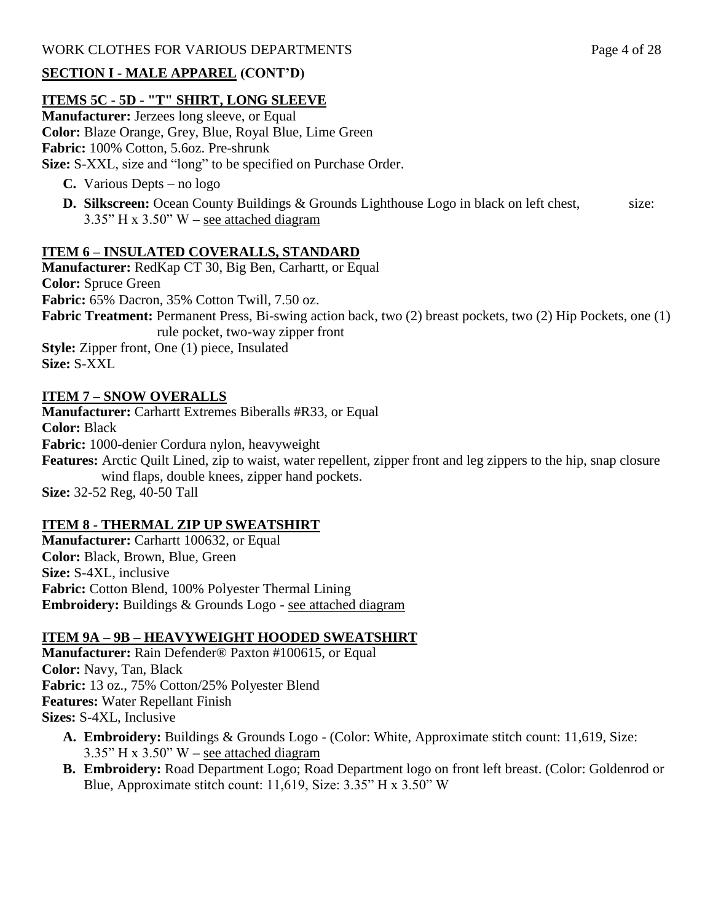## SECTION I - MALE APPAREL (CONT'D)

### ITEMS 5C - 5D - "T" SHIRT, LONG SLEEVE

**Manufacturer:** Jerzees long sleeve, or Equal
**Color:** Blaze Orange, Grey, Blue, Royal Blue, Lime Green
**Fabric:** 100% Cotton, 5.6oz. Pre-shrunk
**Size:** S-XXL, size and "long" to be specified on Purchase Order.

- **C.** Various Depts – no logo
- **D. Silkscreen:** Ocean County Buildings & Grounds Lighthouse Logo in black on left chest, size: 3.35" H x 3.50" W – see attached diagram

### ITEM 6 – INSULATED COVERALLS, STANDARD

**Manufacturer:** RedKap CT 30, Big Ben, Carhartt, or Equal
**Color:** Spruce Green
**Fabric:** 65% Dacron, 35% Cotton Twill, 7.50 oz.
**Fabric Treatment:** Permanent Press, Bi-swing action back, two (2) breast pockets, two (2) Hip Pockets, one (1) rule pocket, two-way zipper front
**Style:** Zipper front, One (1) piece, Insulated
**Size:** S-XXL

### ITEM 7 – SNOW OVERALLS

**Manufacturer:** Carhartt Extremes Biberalls #R33, or Equal
**Color:** Black
**Fabric:** 1000-denier Cordura nylon, heavyweight
**Features:** Arctic Quilt Lined, zip to waist, water repellent, zipper front and leg zippers to the hip, snap closure wind flaps, double knees, zipper hand pockets.
**Size:** 32-52 Reg, 40-50 Tall

### ITEM 8 - THERMAL ZIP UP SWEATSHIRT

**Manufacturer:** Carhartt 100632, or Equal
**Color:** Black, Brown, Blue, Green
**Size:** S-4XL, inclusive
**Fabric:** Cotton Blend, 100% Polyester Thermal Lining
**Embroidery:** Buildings & Grounds Logo - see attached diagram

### ITEM 9A – 9B – HEAVYWEIGHT HOODED SWEATSHIRT

**Manufacturer:** Rain Defender® Paxton #100615, or Equal
**Color:** Navy, Tan, Black
**Fabric:** 13 oz., 75% Cotton/25% Polyester Blend
**Features:** Water Repellant Finish
**Sizes:** S-4XL, Inclusive

- **A. Embroidery:** Buildings & Grounds Logo - (Color: White, Approximate stitch count: 11,619, Size: 3.35" H x 3.50" W – see attached diagram
- **B. Embroidery:** Road Department Logo; Road Department logo on front left breast. (Color: Goldenrod or Blue, Approximate stitch count: 11,619, Size: 3.35" H x 3.50" W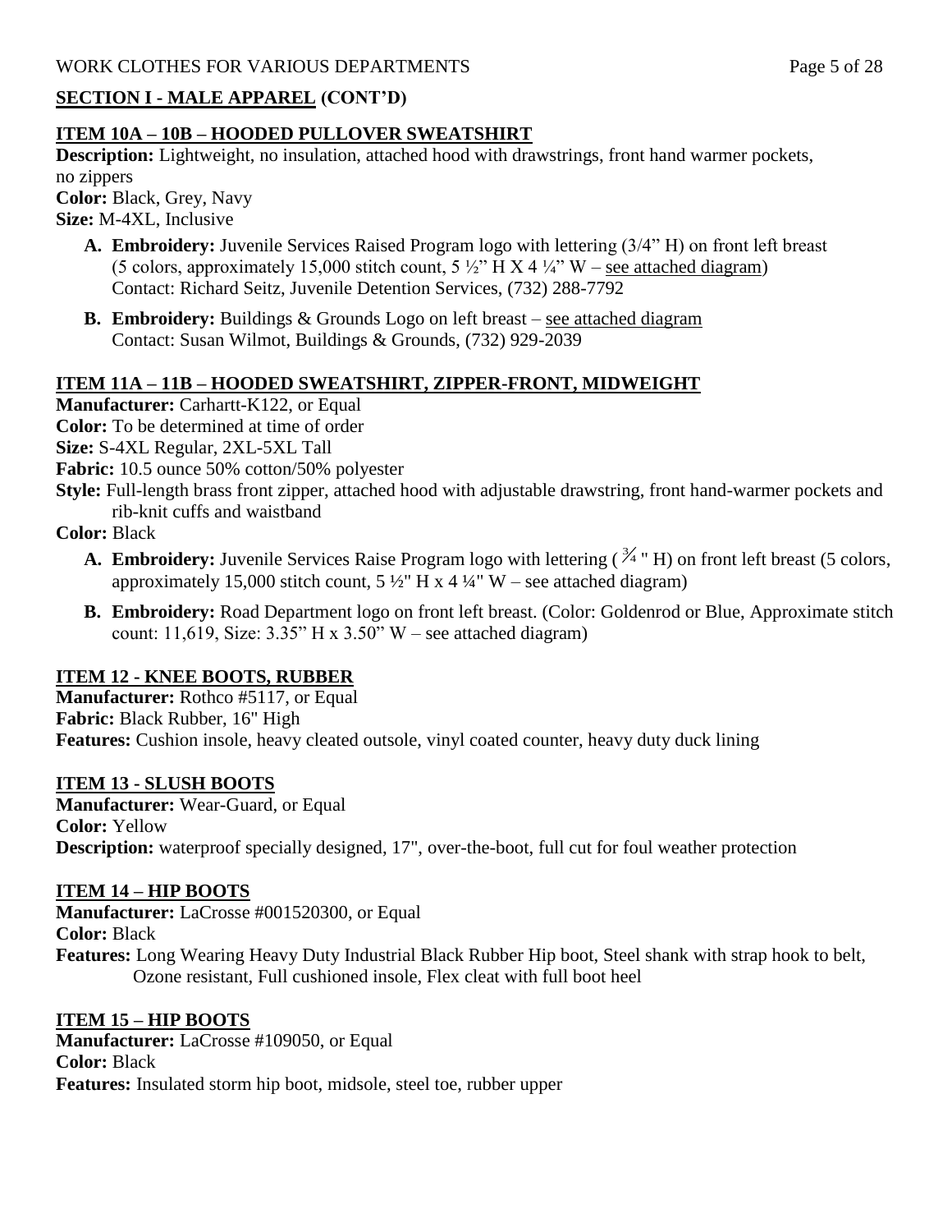## SECTION I - MALE APPAREL (CONT'D)

### ITEM 10A – 10B – HOODED PULLOVER SWEATSHIRT

**Description:** Lightweight, no insulation, attached hood with drawstrings, front hand warmer pockets, no zippers
**Color:** Black, Grey, Navy
**Size:** M-4XL, Inclusive

- **A. Embroidery:** Juvenile Services Raised Program logo with lettering (3/4" H) on front left breast (5 colors, approximately 15,000 stitch count, 5 ½" H X 4 ¼" W – see attached diagram)
  Contact: Richard Seitz, Juvenile Detention Services, (732) 288-7792
- **B. Embroidery:** Buildings & Grounds Logo on left breast – see attached diagram
  Contact: Susan Wilmot, Buildings & Grounds, (732) 929-2039

### ITEM 11A – 11B – HOODED SWEATSHIRT, ZIPPER-FRONT, MIDWEIGHT

**Manufacturer:** Carhartt-K122, or Equal
**Color:** To be determined at time of order
**Size:** S-4XL Regular, 2XL-5XL Tall
**Fabric:** 10.5 ounce 50% cotton/50% polyester
**Style:** Full-length brass front zipper, attached hood with adjustable drawstring, front hand-warmer pockets and rib-knit cuffs and waistband
**Color:** Black

- **A. Embroidery:** Juvenile Services Raise Program logo with lettering (¾" H) on front left breast (5 colors, approximately 15,000 stitch count, 5 ½" H x 4 ¼" W – see attached diagram)
- **B. Embroidery:** Road Department logo on front left breast. (Color: Goldenrod or Blue, Approximate stitch count: 11,619, Size: 3.35" H x 3.50" W – see attached diagram)

### ITEM 12 - KNEE BOOTS, RUBBER

**Manufacturer:** Rothco #5117, or Equal
**Fabric:** Black Rubber, 16" High
**Features:** Cushion insole, heavy cleated outsole, vinyl coated counter, heavy duty duck lining

### ITEM 13 - SLUSH BOOTS

**Manufacturer:** Wear-Guard, or Equal
**Color:** Yellow
**Description:** waterproof specially designed, 17", over-the-boot, full cut for foul weather protection

### ITEM 14 – HIP BOOTS

**Manufacturer:** LaCrosse #001520300, or Equal
**Color:** Black
**Features:** Long Wearing Heavy Duty Industrial Black Rubber Hip boot, Steel shank with strap hook to belt, Ozone resistant, Full cushioned insole, Flex cleat with full boot heel

### ITEM 15 – HIP BOOTS

**Manufacturer:** LaCrosse #109050, or Equal
**Color:** Black
**Features:** Insulated storm hip boot, midsole, steel toe, rubber upper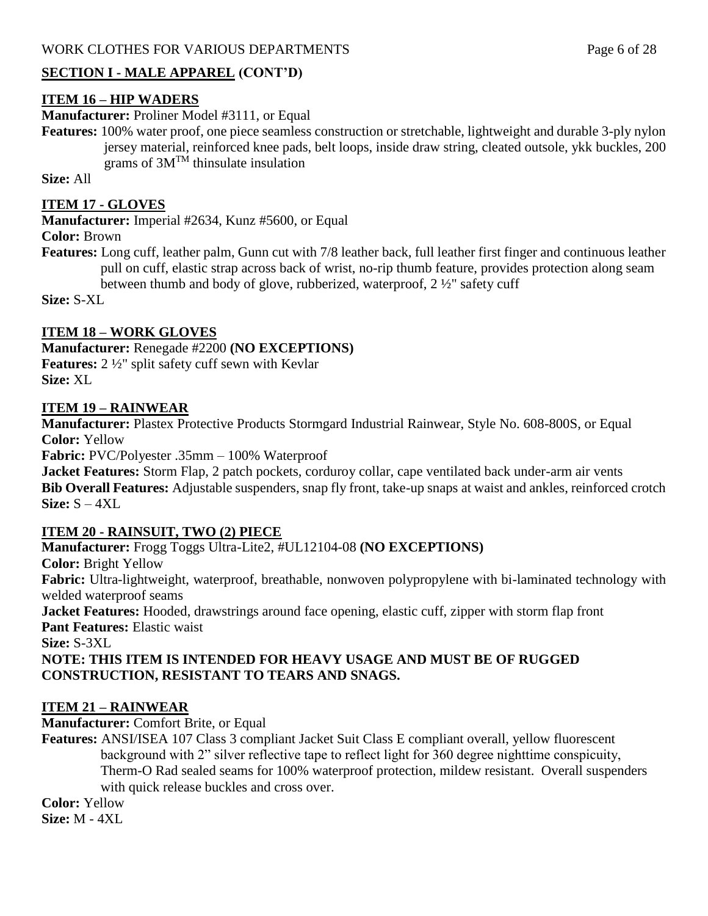## SECTION I - MALE APPAREL (CONT'D)

### ITEM 16 – HIP WADERS

**Manufacturer:** Proliner Model #3111, or Equal

**Features:** 100% water proof, one piece seamless construction or stretchable, lightweight and durable 3-ply nylon jersey material, reinforced knee pads, belt loops, inside draw string, cleated outsole, ykk buckles, 200 grams of 3M™ thinsulate insulation

**Size:** All

### ITEM 17 - GLOVES

**Manufacturer:** Imperial #2634, Kunz #5600, or Equal

**Color:** Brown

**Features:** Long cuff, leather palm, Gunn cut with 7/8 leather back, full leather first finger and continuous leather pull on cuff, elastic strap across back of wrist, no-rip thumb feature, provides protection along seam between thumb and body of glove, rubberized, waterproof, 2 ½" safety cuff

**Size:** S-XL

### ITEM 18 – WORK GLOVES

**Manufacturer:** Renegade #2200 **(NO EXCEPTIONS)**

**Features:** 2 ½" split safety cuff sewn with Kevlar

**Size:** XL

### ITEM 19 – RAINWEAR

**Manufacturer:** Plastex Protective Products Stormgard Industrial Rainwear, Style No. 608-800S, or Equal

**Color:** Yellow

**Fabric:** PVC/Polyester .35mm – 100% Waterproof

**Jacket Features:** Storm Flap, 2 patch pockets, corduroy collar, cape ventilated back under-arm air vents

**Bib Overall Features:** Adjustable suspenders, snap fly front, take-up snaps at waist and ankles, reinforced crotch

**Size:** S – 4XL

### ITEM 20 - RAINSUIT, TWO (2) PIECE

**Manufacturer:** Frogg Toggs Ultra-Lite2, #UL12104-08 **(NO EXCEPTIONS)**

**Color:** Bright Yellow

**Fabric:** Ultra-lightweight, waterproof, breathable, nonwoven polypropylene with bi-laminated technology with welded waterproof seams

**Jacket Features:** Hooded, drawstrings around face opening, elastic cuff, zipper with storm flap front

**Pant Features:** Elastic waist

**Size:** S-3XL

**NOTE: THIS ITEM IS INTENDED FOR HEAVY USAGE AND MUST BE OF RUGGED CONSTRUCTION, RESISTANT TO TEARS AND SNAGS.**

### ITEM 21 – RAINWEAR

**Manufacturer:** Comfort Brite, or Equal

**Features:** ANSI/ISEA 107 Class 3 compliant Jacket Suit Class E compliant overall, yellow fluorescent background with 2" silver reflective tape to reflect light for 360 degree nighttime conspicuity, Therm-O Rad sealed seams for 100% waterproof protection, mildew resistant. Overall suspenders with quick release buckles and cross over.

**Color:** Yellow

**Size:** M - 4XL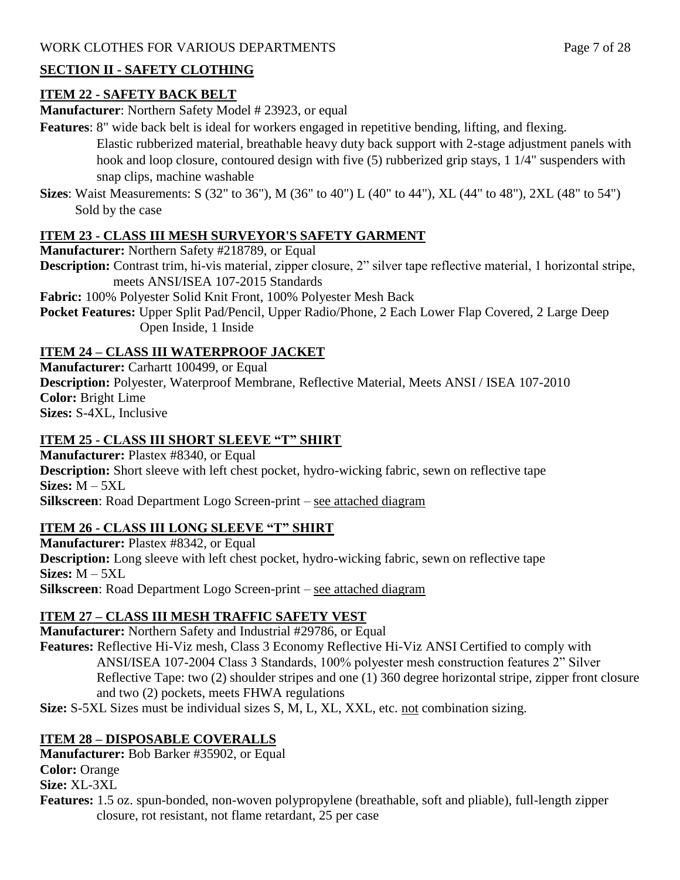## SECTION II - SAFETY CLOTHING

### ITEM 22 - SAFETY BACK BELT

**Manufacturer**: Northern Safety Model # 23923, or equal

**Features**: 8" wide back belt is ideal for workers engaged in repetitive bending, lifting, and flexing. Elastic rubberized material, breathable heavy duty back support with 2-stage adjustment panels with hook and loop closure, contoured design with five (5) rubberized grip stays, 1 1/4" suspenders with snap clips, machine washable

**Sizes**: Waist Measurements: S (32" to 36"), M (36" to 40") L (40" to 44"), XL (44" to 48"), 2XL (48" to 54") Sold by the case

### ITEM 23 - CLASS III MESH SURVEYOR'S SAFETY GARMENT

**Manufacturer:** Northern Safety #218789, or Equal

**Description:** Contrast trim, hi-vis material, zipper closure, 2" silver tape reflective material, 1 horizontal stripe, meets ANSI/ISEA 107-2015 Standards

**Fabric:** 100% Polyester Solid Knit Front, 100% Polyester Mesh Back

**Pocket Features:** Upper Split Pad/Pencil, Upper Radio/Phone, 2 Each Lower Flap Covered, 2 Large Deep Open Inside, 1 Inside

### ITEM 24 – CLASS III WATERPROOF JACKET

**Manufacturer:** Carhartt 100499, or Equal

**Description:** Polyester, Waterproof Membrane, Reflective Material, Meets ANSI / ISEA 107-2010

**Color:** Bright Lime

**Sizes:** S-4XL, Inclusive

### ITEM 25 - CLASS III SHORT SLEEVE "T" SHIRT

**Manufacturer:** Plastex #8340, or Equal

**Description:** Short sleeve with left chest pocket, hydro-wicking fabric, sewn on reflective tape

**Sizes:** M – 5XL

**Silkscreen**: Road Department Logo Screen-print – see attached diagram

### ITEM 26 - CLASS III LONG SLEEVE "T" SHIRT

**Manufacturer:** Plastex #8342, or Equal

**Description:** Long sleeve with left chest pocket, hydro-wicking fabric, sewn on reflective tape

**Sizes:** M – 5XL

**Silkscreen**: Road Department Logo Screen-print – see attached diagram

### ITEM 27 – CLASS III MESH TRAFFIC SAFETY VEST

**Manufacturer:** Northern Safety and Industrial #29786, or Equal

**Features:** Reflective Hi-Viz mesh, Class 3 Economy Reflective Hi-Viz ANSI Certified to comply with ANSI/ISEA 107-2004 Class 3 Standards, 100% polyester mesh construction features 2" Silver Reflective Tape: two (2) shoulder stripes and one (1) 360 degree horizontal stripe, zipper front closure and two (2) pockets, meets FHWA regulations

**Size:** S-5XL Sizes must be individual sizes S, M, L, XL, XXL, etc. not combination sizing.

### ITEM 28 – DISPOSABLE COVERALLS

**Manufacturer:** Bob Barker #35902, or Equal

**Color:** Orange

**Size:** XL-3XL

**Features:** 1.5 oz. spun-bonded, non-woven polypropylene (breathable, soft and pliable), full-length zipper closure, rot resistant, not flame retardant, 25 per case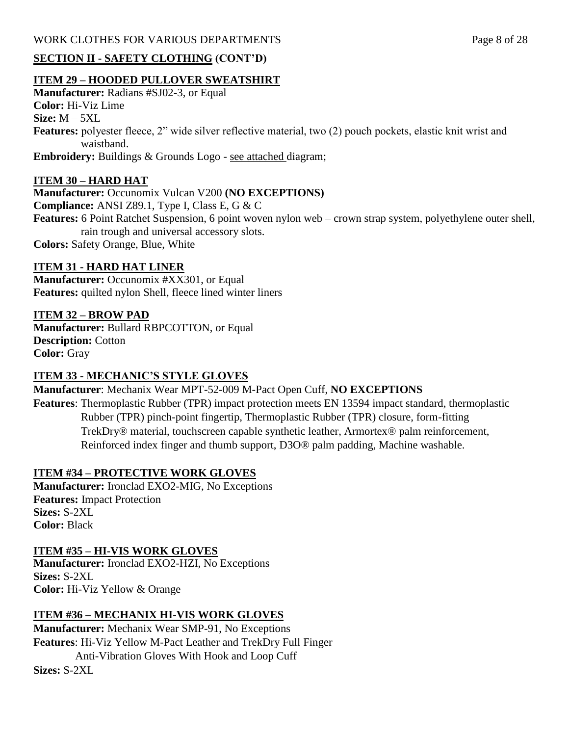## SECTION II - SAFETY CLOTHING (CONT'D)

### ITEM 29 – HOODED PULLOVER SWEATSHIRT

**Manufacturer:** Radians #SJ02-3, or Equal
**Color:** Hi-Viz Lime
**Size:** M – 5XL
**Features:** polyester fleece, 2" wide silver reflective material, two (2) pouch pockets, elastic knit wrist and waistband.
**Embroidery:** Buildings & Grounds Logo - see attached diagram;

### ITEM 30 – HARD HAT

**Manufacturer:** Occunomix Vulcan V200 **(NO EXCEPTIONS)**
**Compliance:** ANSI Z89.1, Type I, Class E, G & C
**Features:** 6 Point Ratchet Suspension, 6 point woven nylon web – crown strap system, polyethylene outer shell, rain trough and universal accessory slots.
**Colors:** Safety Orange, Blue, White

### ITEM 31 - HARD HAT LINER

**Manufacturer:** Occunomix #XX301, or Equal
**Features:** quilted nylon Shell, fleece lined winter liners

### ITEM 32 – BROW PAD

**Manufacturer:** Bullard RBPCOTTON, or Equal
**Description:** Cotton
**Color:** Gray

### ITEM 33 - MECHANIC'S STYLE GLOVES

**Manufacturer**: Mechanix Wear MPT-52-009 M-Pact Open Cuff, **NO EXCEPTIONS**
**Features**: Thermoplastic Rubber (TPR) impact protection meets EN 13594 impact standard, thermoplastic Rubber (TPR) pinch-point fingertip, Thermoplastic Rubber (TPR) closure, form-fitting TrekDry® material, touchscreen capable synthetic leather, Armortex® palm reinforcement, Reinforced index finger and thumb support, D3O® palm padding, Machine washable.

### ITEM #34 – PROTECTIVE WORK GLOVES

**Manufacturer:** Ironclad EXO2-MIG, No Exceptions
**Features:** Impact Protection
**Sizes:** S-2XL
**Color:** Black

### ITEM #35 – HI-VIS WORK GLOVES

**Manufacturer:** Ironclad EXO2-HZI, No Exceptions
**Sizes:** S-2XL
**Color:** Hi-Viz Yellow & Orange

### ITEM #36 – MECHANIX HI-VIS WORK GLOVES

**Manufacturer:** Mechanix Wear SMP-91, No Exceptions
**Features**: Hi-Viz Yellow M-Pact Leather and TrekDry Full Finger Anti-Vibration Gloves With Hook and Loop Cuff
**Sizes:** S-2XL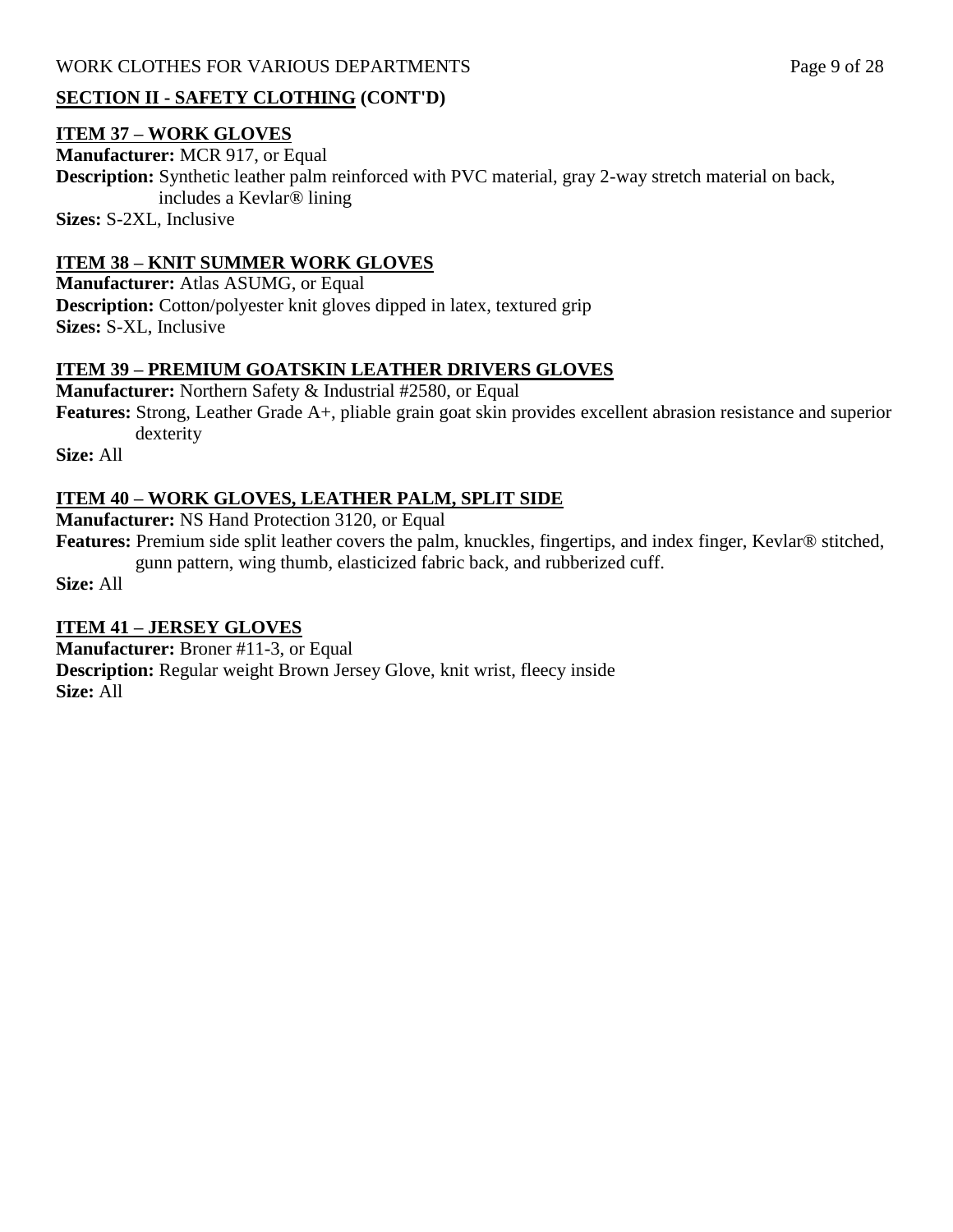## SECTION II - SAFETY CLOTHING (CONT'D)

### ITEM 37 – WORK GLOVES

**Manufacturer:** MCR 917, or Equal
**Description:** Synthetic leather palm reinforced with PVC material, gray 2-way stretch material on back, includes a Kevlar® lining
**Sizes:** S-2XL, Inclusive

### ITEM 38 – KNIT SUMMER WORK GLOVES

**Manufacturer:** Atlas ASUMG, or Equal
**Description:** Cotton/polyester knit gloves dipped in latex, textured grip
**Sizes:** S-XL, Inclusive

### ITEM 39 – PREMIUM GOATSKIN LEATHER DRIVERS GLOVES

**Manufacturer:** Northern Safety & Industrial #2580, or Equal
**Features:** Strong, Leather Grade A+, pliable grain goat skin provides excellent abrasion resistance and superior dexterity
**Size:** All

### ITEM 40 – WORK GLOVES, LEATHER PALM, SPLIT SIDE

**Manufacturer:** NS Hand Protection 3120, or Equal
**Features:** Premium side split leather covers the palm, knuckles, fingertips, and index finger, Kevlar® stitched, gunn pattern, wing thumb, elasticized fabric back, and rubberized cuff.
**Size:** All

### ITEM 41 – JERSEY GLOVES

**Manufacturer:** Broner #11-3, or Equal
**Description:** Regular weight Brown Jersey Glove, knit wrist, fleecy inside
**Size:** All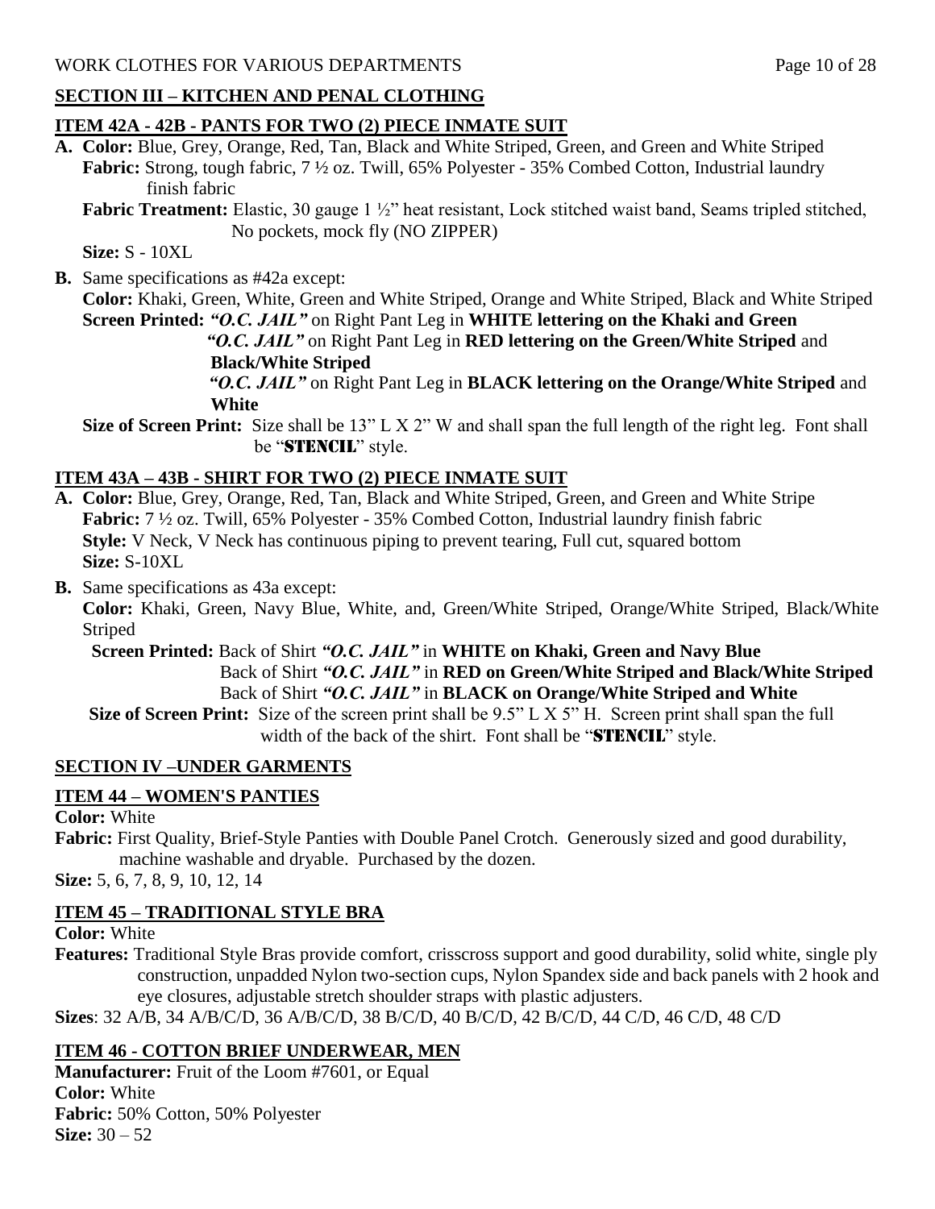## SECTION III – KITCHEN AND PENAL CLOTHING

### ITEM 42A - 42B - PANTS FOR TWO (2) PIECE INMATE SUIT

**A.** **Color:** Blue, Grey, Orange, Red, Tan, Black and White Striped, Green, and Green and White Striped
**Fabric:** Strong, tough fabric, 7 ½ oz. Twill, 65% Polyester - 35% Combed Cotton, Industrial laundry finish fabric
**Fabric Treatment:** Elastic, 30 gauge 1 ½" heat resistant, Lock stitched waist band, Seams tripled stitched, No pockets, mock fly (NO ZIPPER)
**Size:** S - 10XL

**B.** Same specifications as #42a except:
**Color:** Khaki, Green, White, Green and White Striped, Orange and White Striped, Black and White Striped
**Screen Printed:** ***"O.C. JAIL"*** on Right Pant Leg in **WHITE lettering on the Khaki and Green**
***"O.C. JAIL"*** on Right Pant Leg in **RED lettering on the Green/White Striped** and **Black/White Striped**
***"O.C. JAIL"*** on Right Pant Leg in **BLACK lettering on the Orange/White Striped** and **White**
**Size of Screen Print:** Size shall be 13" L X 2" W and shall span the full length of the right leg. Font shall be "**STENCIL**" style.

### ITEM 43A – 43B - SHIRT FOR TWO (2) PIECE INMATE SUIT

**A.** **Color:** Blue, Grey, Orange, Red, Tan, Black and White Striped, Green, and Green and White Stripe
**Fabric:** 7 ½ oz. Twill, 65% Polyester - 35% Combed Cotton, Industrial laundry finish fabric
**Style:** V Neck, V Neck has continuous piping to prevent tearing, Full cut, squared bottom
**Size:** S-10XL

**B.** Same specifications as 43a except:
**Color:** Khaki, Green, Navy Blue, White, and, Green/White Striped, Orange/White Striped, Black/White Striped
**Screen Printed:** Back of Shirt ***"O.C. JAIL"*** in **WHITE on Khaki, Green and Navy Blue**
Back of Shirt ***"O.C. JAIL"*** in **RED on Green/White Striped and Black/White Striped**
Back of Shirt ***"O.C. JAIL"*** in **BLACK on Orange/White Striped and White**
**Size of Screen Print:** Size of the screen print shall be 9.5" L X 5" H. Screen print shall span the full width of the back of the shirt. Font shall be "**STENCIL**" style.

## SECTION IV –UNDER GARMENTS

### ITEM 44 – WOMEN'S PANTIES

**Color:** White
**Fabric:** First Quality, Brief-Style Panties with Double Panel Crotch. Generously sized and good durability, machine washable and dryable. Purchased by the dozen.
**Size:** 5, 6, 7, 8, 9, 10, 12, 14

### ITEM 45 – TRADITIONAL STYLE BRA

**Color:** White
**Features:** Traditional Style Bras provide comfort, crisscross support and good durability, solid white, single ply construction, unpadded Nylon two-section cups, Nylon Spandex side and back panels with 2 hook and eye closures, adjustable stretch shoulder straps with plastic adjusters.
**Sizes**: 32 A/B, 34 A/B/C/D, 36 A/B/C/D, 38 B/C/D, 40 B/C/D, 42 B/C/D, 44 C/D, 46 C/D, 48 C/D

### ITEM 46 - COTTON BRIEF UNDERWEAR, MEN

**Manufacturer:** Fruit of the Loom #7601, or Equal
**Color:** White
**Fabric:** 50% Cotton, 50% Polyester
**Size:** 30 – 52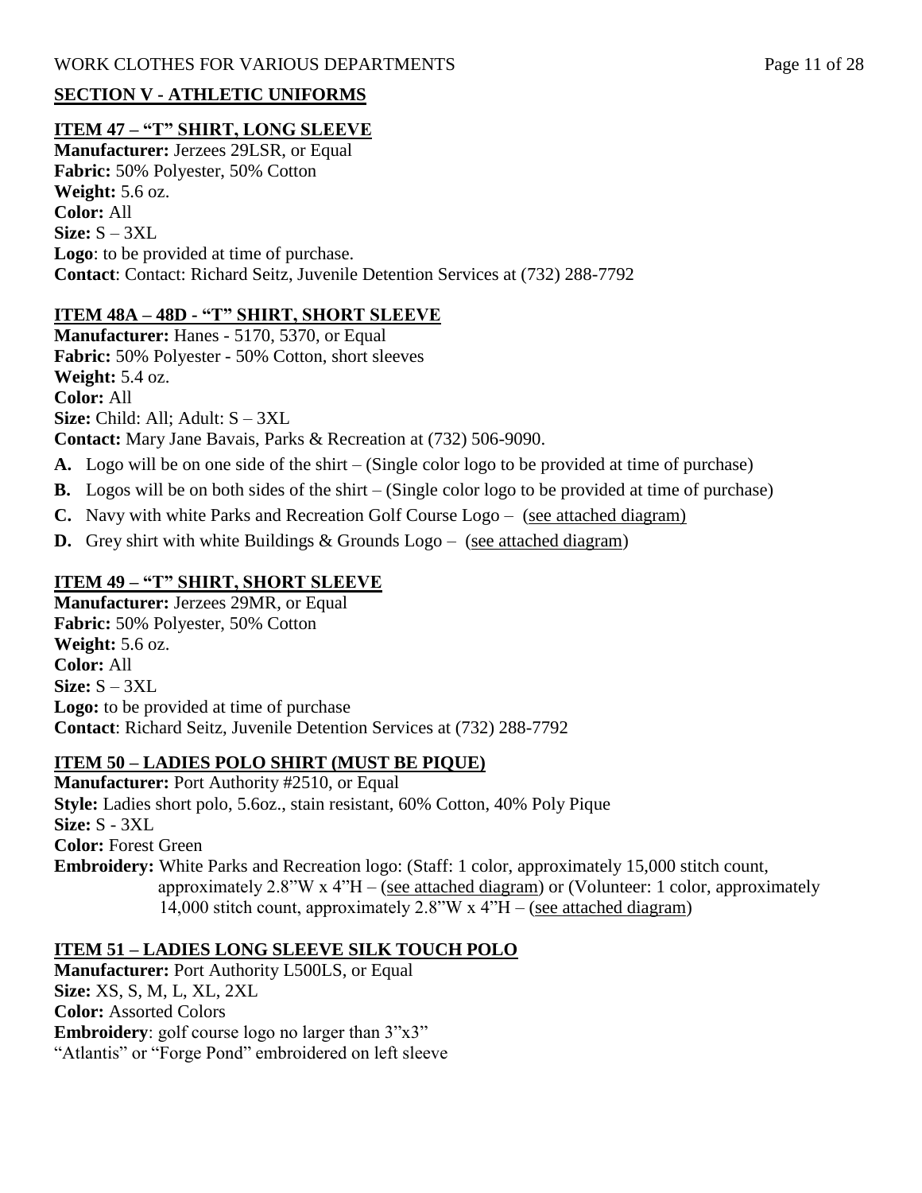## SECTION V - ATHLETIC UNIFORMS

### ITEM 47 – "T" SHIRT, LONG SLEEVE

**Manufacturer:** Jerzees 29LSR, or Equal
**Fabric:** 50% Polyester, 50% Cotton
**Weight:** 5.6 oz.
**Color:** All
**Size:** S – 3XL
**Logo**: to be provided at time of purchase.
**Contact**: Contact: Richard Seitz, Juvenile Detention Services at (732) 288-7792

### ITEM 48A – 48D - "T" SHIRT, SHORT SLEEVE

**Manufacturer:** Hanes - 5170, 5370, or Equal
**Fabric:** 50% Polyester - 50% Cotton, short sleeves
**Weight:** 5.4 oz.
**Color:** All
**Size:** Child: All; Adult: S – 3XL
**Contact:** Mary Jane Bavais, Parks & Recreation at (732) 506-9090.

**A.** Logo will be on one side of the shirt – (Single color logo to be provided at time of purchase)
**B.** Logos will be on both sides of the shirt – (Single color logo to be provided at time of purchase)
**C.** Navy with white Parks and Recreation Golf Course Logo – (see attached diagram)
**D.** Grey shirt with white Buildings & Grounds Logo – (see attached diagram)

### ITEM 49 – "T" SHIRT, SHORT SLEEVE

**Manufacturer:** Jerzees 29MR, or Equal
**Fabric:** 50% Polyester, 50% Cotton
**Weight:** 5.6 oz.
**Color:** All
**Size:** S – 3XL
**Logo:** to be provided at time of purchase
**Contact**: Richard Seitz, Juvenile Detention Services at (732) 288-7792

### ITEM 50 – LADIES POLO SHIRT (MUST BE PIQUE)

**Manufacturer:** Port Authority #2510, or Equal
**Style:** Ladies short polo, 5.6oz., stain resistant, 60% Cotton, 40% Poly Pique
**Size:** S - 3XL
**Color:** Forest Green
**Embroidery:** White Parks and Recreation logo: (Staff: 1 color, approximately 15,000 stitch count, approximately 2.8"W x 4"H – (see attached diagram) or (Volunteer: 1 color, approximately 14,000 stitch count, approximately 2.8"W x 4"H – (see attached diagram)

### ITEM 51 – LADIES LONG SLEEVE SILK TOUCH POLO

**Manufacturer:** Port Authority L500LS, or Equal
**Size:** XS, S, M, L, XL, 2XL
**Color:** Assorted Colors
**Embroidery**: golf course logo no larger than 3"x3"
"Atlantis" or "Forge Pond" embroidered on left sleeve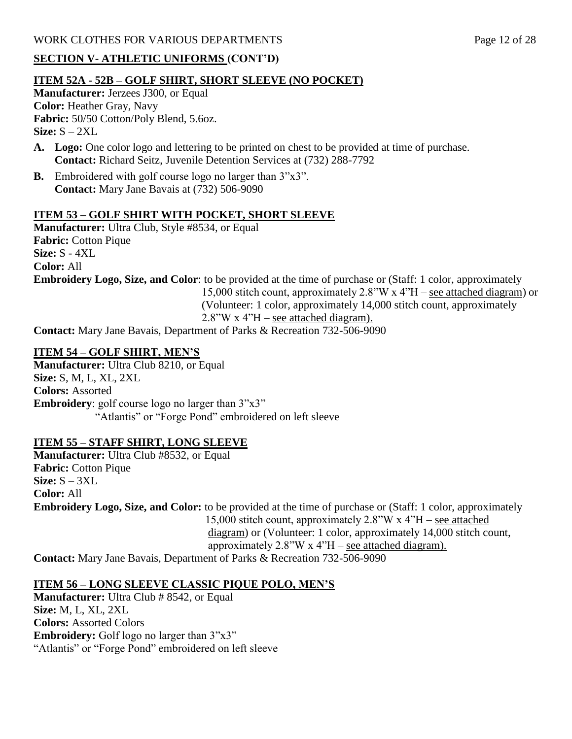## SECTION V- ATHLETIC UNIFORMS (CONT'D)

### ITEM 52A - 52B – GOLF SHIRT, SHORT SLEEVE (NO POCKET)

**Manufacturer:** Jerzees J300, or Equal
**Color:** Heather Gray, Navy
**Fabric:** 50/50 Cotton/Poly Blend, 5.6oz.
**Size:** S – 2XL

- **A. Logo:** One color logo and lettering to be printed on chest to be provided at time of purchase.
  **Contact:** Richard Seitz, Juvenile Detention Services at (732) 288-7792
- **B.** Embroidered with golf course logo no larger than 3"x3".
  **Contact:** Mary Jane Bavais at (732) 506-9090

### ITEM 53 – GOLF SHIRT WITH POCKET, SHORT SLEEVE

**Manufacturer:** Ultra Club, Style #8534, or Equal
**Fabric:** Cotton Pique
**Size:** S - 4XL
**Color:** All
**Embroidery Logo, Size, and Color**: to be provided at the time of purchase or (Staff: 1 color, approximately 15,000 stitch count, approximately 2.8"W x 4"H – see attached diagram) or (Volunteer: 1 color, approximately 14,000 stitch count, approximately 2.8"W x 4"H – see attached diagram).
**Contact:** Mary Jane Bavais, Department of Parks & Recreation 732-506-9090

### ITEM 54 – GOLF SHIRT, MEN'S

**Manufacturer:** Ultra Club 8210, or Equal
**Size:** S, M, L, XL, 2XL
**Colors:** Assorted
**Embroidery**: golf course logo no larger than 3"x3"
"Atlantis" or "Forge Pond" embroidered on left sleeve

### ITEM 55 – STAFF SHIRT, LONG SLEEVE

**Manufacturer:** Ultra Club #8532, or Equal
**Fabric:** Cotton Pique
**Size:** S – 3XL
**Color:** All
**Embroidery Logo, Size, and Color:** to be provided at the time of purchase or (Staff: 1 color, approximately 15,000 stitch count, approximately 2.8"W x 4"H – see attached diagram) or (Volunteer: 1 color, approximately 14,000 stitch count, approximately 2.8"W x 4"H – see attached diagram).
**Contact:** Mary Jane Bavais, Department of Parks & Recreation 732-506-9090

### ITEM 56 – LONG SLEEVE CLASSIC PIQUE POLO, MEN'S

**Manufacturer:** Ultra Club # 8542, or Equal
**Size:** M, L, XL, 2XL
**Colors:** Assorted Colors
**Embroidery:** Golf logo no larger than 3"x3"
"Atlantis" or "Forge Pond" embroidered on left sleeve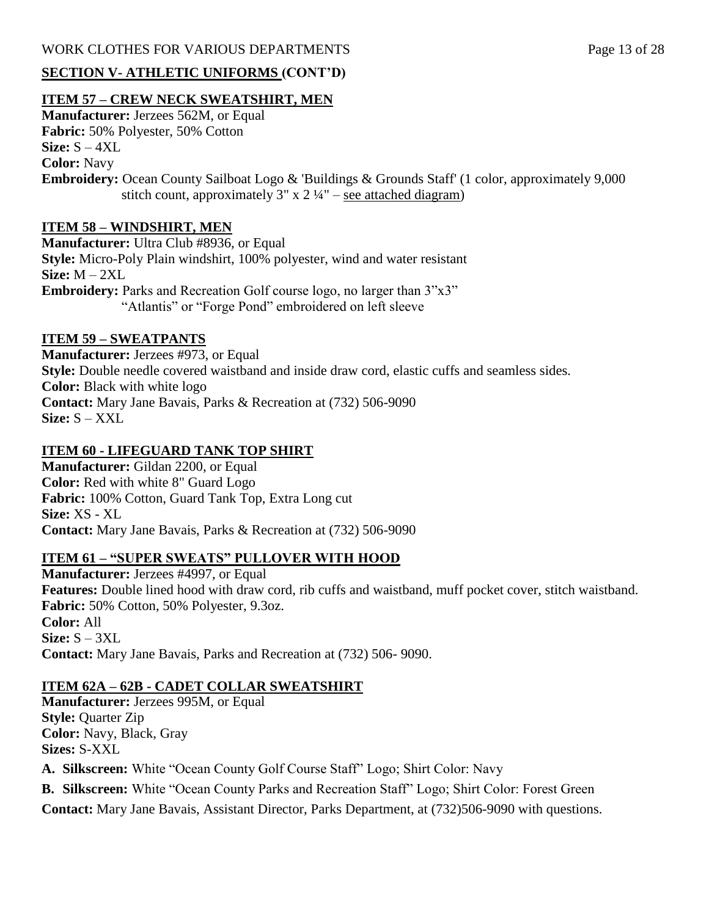## SECTION V- ATHLETIC UNIFORMS (CONT'D)

### ITEM 57 – CREW NECK SWEATSHIRT, MEN

**Manufacturer:** Jerzees 562M, or Equal
**Fabric:** 50% Polyester, 50% Cotton
**Size:** S – 4XL
**Color:** Navy
**Embroidery:** Ocean County Sailboat Logo & 'Buildings & Grounds Staff' (1 color, approximately 9,000 stitch count, approximately 3" x 2 ¼" – see attached diagram)

### ITEM 58 – WINDSHIRT, MEN

**Manufacturer:** Ultra Club #8936, or Equal
**Style:** Micro-Poly Plain windshirt, 100% polyester, wind and water resistant
**Size:** M – 2XL
**Embroidery:** Parks and Recreation Golf course logo, no larger than 3"x3"
"Atlantis" or "Forge Pond" embroidered on left sleeve

### ITEM 59 – SWEATPANTS

**Manufacturer:** Jerzees #973, or Equal
**Style:** Double needle covered waistband and inside draw cord, elastic cuffs and seamless sides.
**Color:** Black with white logo
**Contact:** Mary Jane Bavais, Parks & Recreation at (732) 506-9090
**Size:** S – XXL

### ITEM 60 - LIFEGUARD TANK TOP SHIRT

**Manufacturer:** Gildan 2200, or Equal
**Color:** Red with white 8" Guard Logo
**Fabric:** 100% Cotton, Guard Tank Top, Extra Long cut
**Size:** XS - XL
**Contact:** Mary Jane Bavais, Parks & Recreation at (732) 506-9090

### ITEM 61 – "SUPER SWEATS" PULLOVER WITH HOOD

**Manufacturer:** Jerzees #4997, or Equal
**Features:** Double lined hood with draw cord, rib cuffs and waistband, muff pocket cover, stitch waistband.
**Fabric:** 50% Cotton, 50% Polyester, 9.3oz.
**Color:** All
**Size:** S – 3XL
**Contact:** Mary Jane Bavais, Parks and Recreation at (732) 506- 9090.

### ITEM 62A – 62B - CADET COLLAR SWEATSHIRT

**Manufacturer:** Jerzees 995M, or Equal
**Style:** Quarter Zip
**Color:** Navy, Black, Gray
**Sizes:** S-XXL

**A. Silkscreen:** White "Ocean County Golf Course Staff" Logo; Shirt Color: Navy

**B. Silkscreen:** White "Ocean County Parks and Recreation Staff" Logo; Shirt Color: Forest Green

**Contact:** Mary Jane Bavais, Assistant Director, Parks Department, at (732)506-9090 with questions.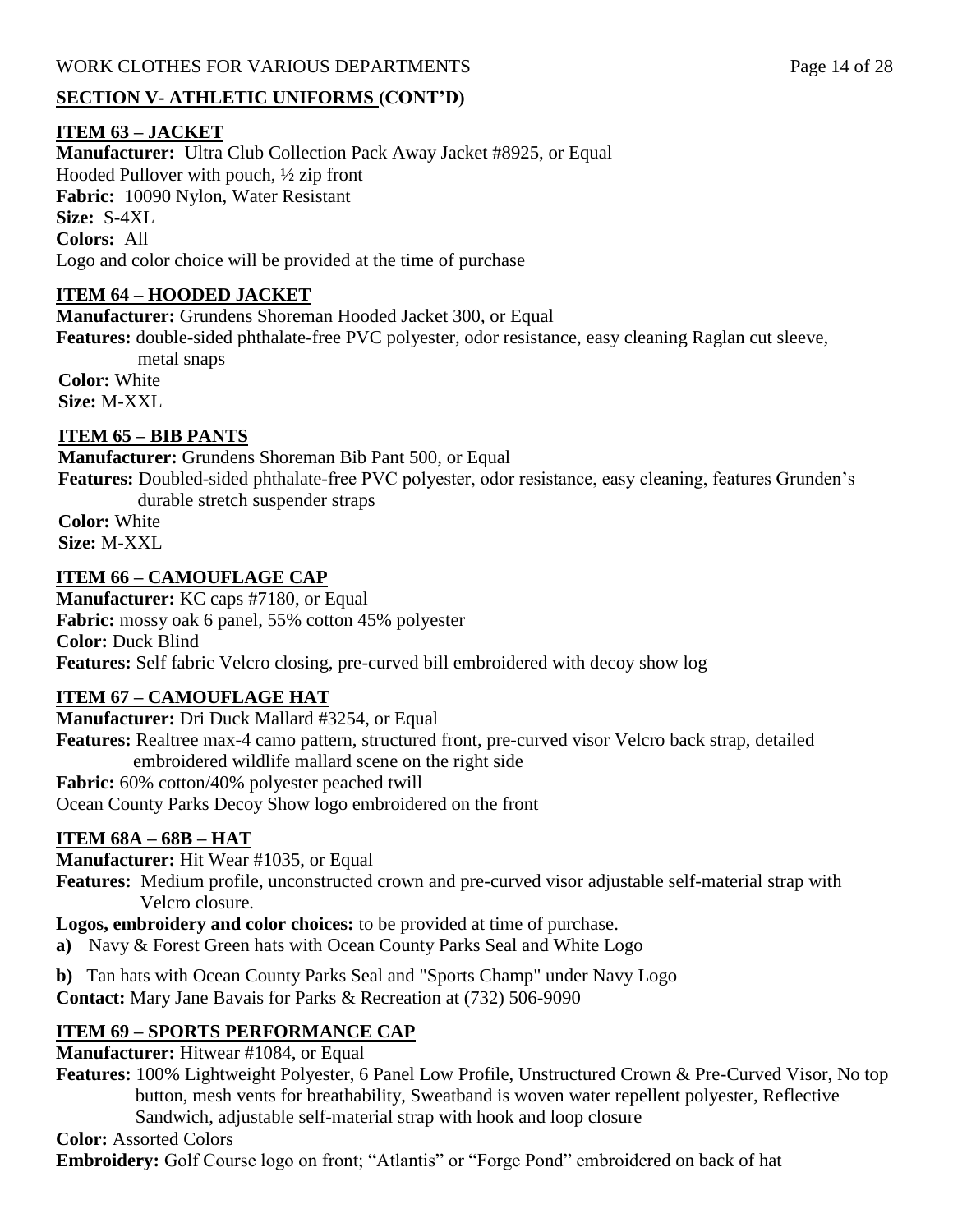## SECTION V- ATHLETIC UNIFORMS (CONT'D)

### ITEM 63 – JACKET

**Manufacturer:** Ultra Club Collection Pack Away Jacket #8925, or Equal
Hooded Pullover with pouch, ½ zip front
**Fabric:** 10090 Nylon, Water Resistant
**Size:** S-4XL
**Colors:** All
Logo and color choice will be provided at the time of purchase

### ITEM 64 – HOODED JACKET

**Manufacturer:** Grundens Shoreman Hooded Jacket 300, or Equal
**Features:** double-sided phthalate-free PVC polyester, odor resistance, easy cleaning Raglan cut sleeve, metal snaps
**Color:** White
**Size:** M-XXL

### ITEM 65 – BIB PANTS

**Manufacturer:** Grundens Shoreman Bib Pant 500, or Equal
**Features:** Doubled-sided phthalate-free PVC polyester, odor resistance, easy cleaning, features Grunden's durable stretch suspender straps
**Color:** White
**Size:** M-XXL

### ITEM 66 – CAMOUFLAGE CAP

**Manufacturer:** KC caps #7180, or Equal
**Fabric:** mossy oak 6 panel, 55% cotton 45% polyester
**Color:** Duck Blind
**Features:** Self fabric Velcro closing, pre-curved bill embroidered with decoy show log

### ITEM 67 – CAMOUFLAGE HAT

**Manufacturer:** Dri Duck Mallard #3254, or Equal
**Features:** Realtree max-4 camo pattern, structured front, pre-curved visor Velcro back strap, detailed embroidered wildlife mallard scene on the right side
**Fabric:** 60% cotton/40% polyester peached twill
Ocean County Parks Decoy Show logo embroidered on the front

### ITEM 68A – 68B – HAT

**Manufacturer:** Hit Wear #1035, or Equal
**Features:** Medium profile, unconstructed crown and pre-curved visor adjustable self-material strap with Velcro closure.
**Logos, embroidery and color choices:** to be provided at time of purchase.

**a)** Navy & Forest Green hats with Ocean County Parks Seal and White Logo

**b)** Tan hats with Ocean County Parks Seal and "Sports Champ" under Navy Logo

**Contact:** Mary Jane Bavais for Parks & Recreation at (732) 506-9090

### ITEM 69 – SPORTS PERFORMANCE CAP

**Manufacturer:** Hitwear #1084, or Equal
**Features:** 100% Lightweight Polyester, 6 Panel Low Profile, Unstructured Crown & Pre-Curved Visor, No top button, mesh vents for breathability, Sweatband is woven water repellent polyester, Reflective Sandwich, adjustable self-material strap with hook and loop closure
**Color:** Assorted Colors
**Embroidery:** Golf Course logo on front; "Atlantis" or "Forge Pond" embroidered on back of hat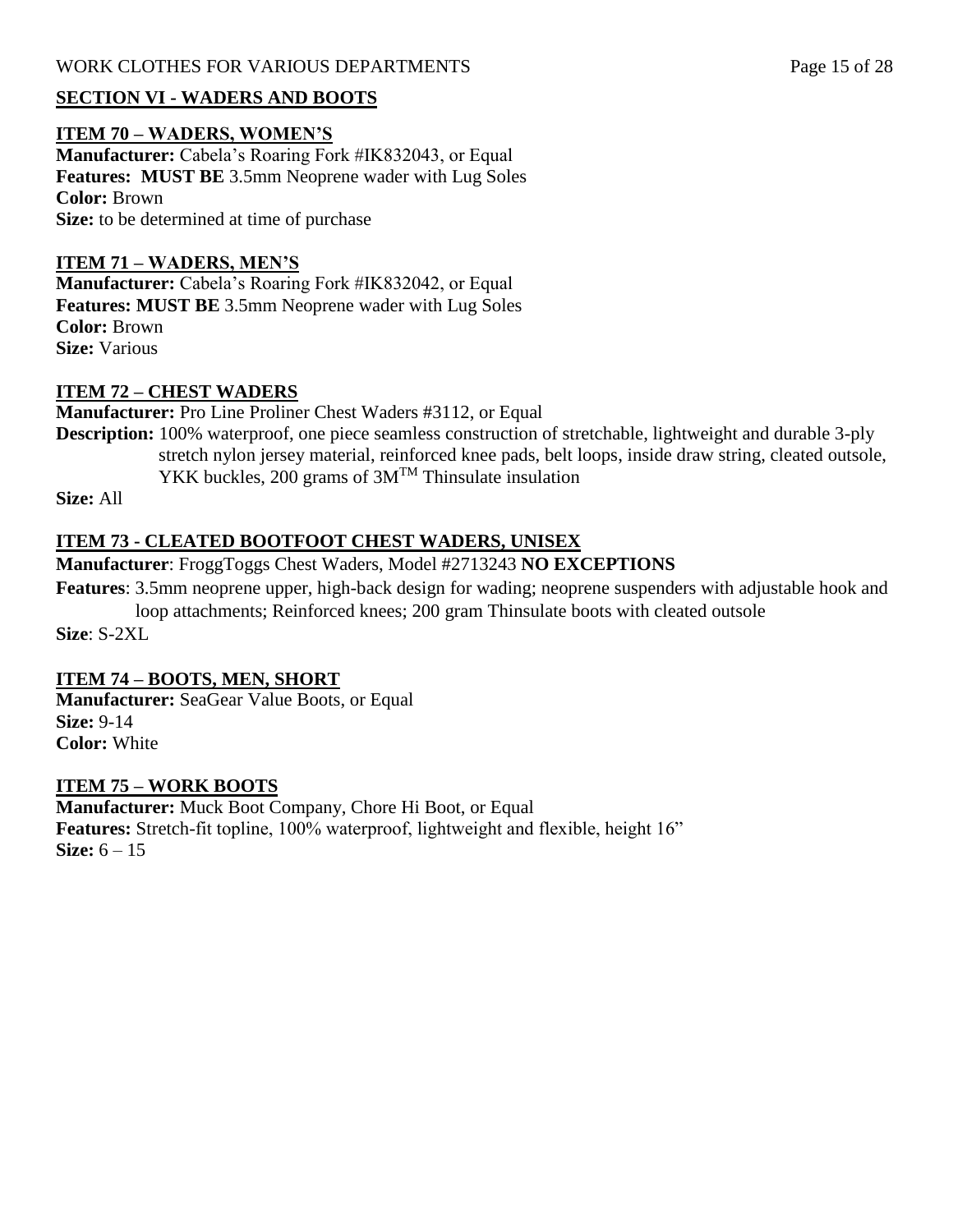## SECTION VI - WADERS AND BOOTS

### ITEM 70 – WADERS, WOMEN'S

**Manufacturer:** Cabela's Roaring Fork #IK832043, or Equal
**Features: MUST BE** 3.5mm Neoprene wader with Lug Soles
**Color:** Brown
**Size:** to be determined at time of purchase

### ITEM 71 – WADERS, MEN'S

**Manufacturer:** Cabela's Roaring Fork #IK832042, or Equal
**Features: MUST BE** 3.5mm Neoprene wader with Lug Soles
**Color:** Brown
**Size:** Various

### ITEM 72 – CHEST WADERS

**Manufacturer:** Pro Line Proliner Chest Waders #3112, or Equal
**Description:** 100% waterproof, one piece seamless construction of stretchable, lightweight and durable 3-ply stretch nylon jersey material, reinforced knee pads, belt loops, inside draw string, cleated outsole, YKK buckles, 200 grams of 3M™ Thinsulate insulation
**Size:** All

### ITEM 73 - CLEATED BOOTFOOT CHEST WADERS, UNISEX

**Manufacturer**: FroggToggs Chest Waders, Model #2713243 **NO EXCEPTIONS**
**Features**: 3.5mm neoprene upper, high-back design for wading; neoprene suspenders with adjustable hook and loop attachments; Reinforced knees; 200 gram Thinsulate boots with cleated outsole
**Size**: S-2XL

### ITEM 74 – BOOTS, MEN, SHORT

**Manufacturer:** SeaGear Value Boots, or Equal
**Size:** 9-14
**Color:** White

### ITEM 75 – WORK BOOTS

**Manufacturer:** Muck Boot Company, Chore Hi Boot, or Equal
**Features:** Stretch-fit topline, 100% waterproof, lightweight and flexible, height 16"
**Size:** 6 – 15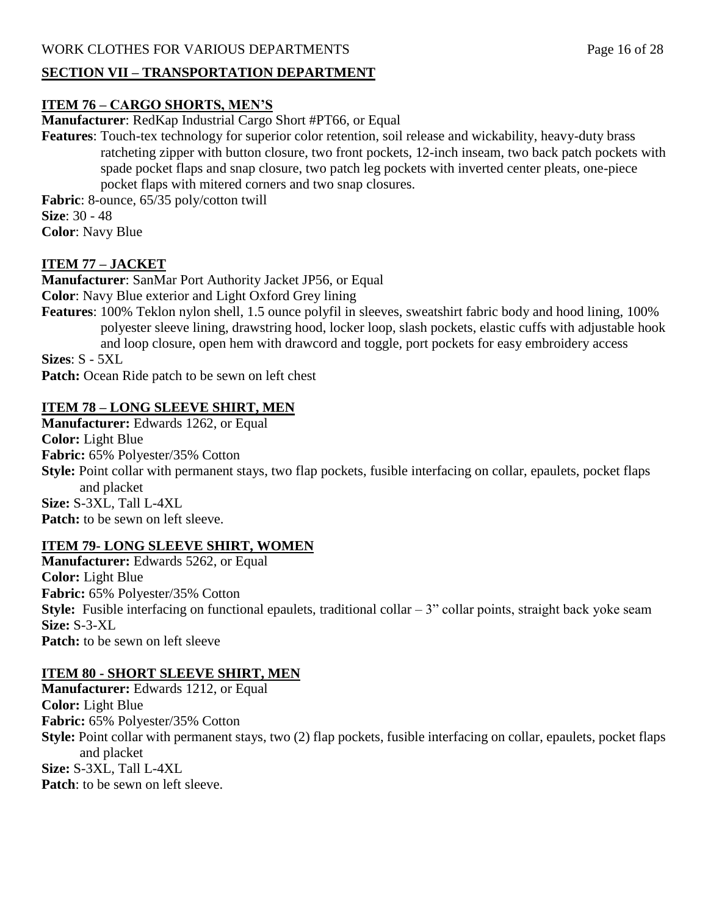## SECTION VII – TRANSPORTATION DEPARTMENT

### ITEM 76 – CARGO SHORTS, MEN'S

**Manufacturer**: RedKap Industrial Cargo Short #PT66, or Equal

**Features**: Touch-tex technology for superior color retention, soil release and wickability, heavy-duty brass ratcheting zipper with button closure, two front pockets, 12-inch inseam, two back patch pockets with spade pocket flaps and snap closure, two patch leg pockets with inverted center pleats, one-piece pocket flaps with mitered corners and two snap closures.

**Fabric**: 8-ounce, 65/35 poly/cotton twill

**Size**: 30 - 48

**Color**: Navy Blue

### ITEM 77 – JACKET

**Manufacturer**: SanMar Port Authority Jacket JP56, or Equal

**Color**: Navy Blue exterior and Light Oxford Grey lining

**Features**: 100% Teklon nylon shell, 1.5 ounce polyfil in sleeves, sweatshirt fabric body and hood lining, 100% polyester sleeve lining, drawstring hood, locker loop, slash pockets, elastic cuffs with adjustable hook and loop closure, open hem with drawcord and toggle, port pockets for easy embroidery access

**Sizes**: S - 5XL

**Patch:** Ocean Ride patch to be sewn on left chest

### ITEM 78 – LONG SLEEVE SHIRT, MEN

**Manufacturer:** Edwards 1262, or Equal

**Color:** Light Blue

**Fabric:** 65% Polyester/35% Cotton

**Style:** Point collar with permanent stays, two flap pockets, fusible interfacing on collar, epaulets, pocket flaps and placket

**Size:** S-3XL, Tall L-4XL

**Patch:** to be sewn on left sleeve.

### ITEM 79- LONG SLEEVE SHIRT, WOMEN

**Manufacturer:** Edwards 5262, or Equal

**Color:** Light Blue

**Fabric:** 65% Polyester/35% Cotton

**Style:** Fusible interfacing on functional epaulets, traditional collar – 3" collar points, straight back yoke seam

**Size:** S-3-XL

**Patch:** to be sewn on left sleeve

### ITEM 80 - SHORT SLEEVE SHIRT, MEN

**Manufacturer:** Edwards 1212, or Equal

**Color:** Light Blue

**Fabric:** 65% Polyester/35% Cotton

**Style:** Point collar with permanent stays, two (2) flap pockets, fusible interfacing on collar, epaulets, pocket flaps and placket

**Size:** S-3XL, Tall L-4XL

**Patch**: to be sewn on left sleeve.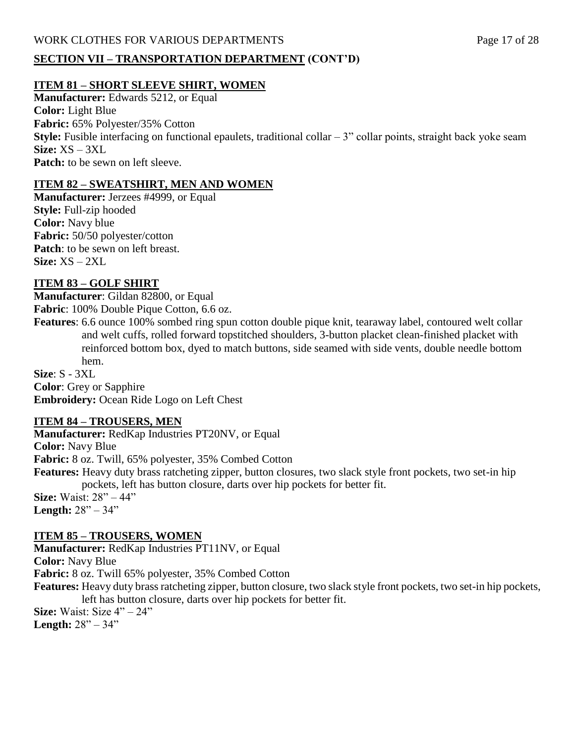## SECTION VII – TRANSPORTATION DEPARTMENT (CONT'D)

### ITEM 81 – SHORT SLEEVE SHIRT, WOMEN

**Manufacturer:** Edwards 5212, or Equal
**Color:** Light Blue
**Fabric:** 65% Polyester/35% Cotton
**Style:** Fusible interfacing on functional epaulets, traditional collar – 3" collar points, straight back yoke seam
**Size:** XS – 3XL
**Patch:** to be sewn on left sleeve.

### ITEM 82 – SWEATSHIRT, MEN AND WOMEN

**Manufacturer:** Jerzees #4999, or Equal
**Style:** Full-zip hooded
**Color:** Navy blue
**Fabric:** 50/50 polyester/cotton
**Patch**: to be sewn on left breast.
**Size:** XS – 2XL

### ITEM 83 – GOLF SHIRT

**Manufacturer**: Gildan 82800, or Equal
**Fabric**: 100% Double Pique Cotton, 6.6 oz.
**Features**: 6.6 ounce 100% sombed ring spun cotton double pique knit, tearaway label, contoured welt collar and welt cuffs, rolled forward topstitched shoulders, 3-button placket clean-finished placket with reinforced bottom box, dyed to match buttons, side seamed with side vents, double needle bottom hem.
**Size**: S - 3XL
**Color**: Grey or Sapphire
**Embroidery:** Ocean Ride Logo on Left Chest

### ITEM 84 – TROUSERS, MEN

**Manufacturer:** RedKap Industries PT20NV, or Equal
**Color:** Navy Blue
**Fabric:** 8 oz. Twill, 65% polyester, 35% Combed Cotton
**Features:** Heavy duty brass ratcheting zipper, button closures, two slack style front pockets, two set-in hip pockets, left has button closure, darts over hip pockets for better fit.
**Size:** Waist: 28" – 44"
**Length:** 28" – 34"

### ITEM 85 – TROUSERS, WOMEN

**Manufacturer:** RedKap Industries PT11NV, or Equal
**Color:** Navy Blue
**Fabric:** 8 oz. Twill 65% polyester, 35% Combed Cotton
**Features:** Heavy duty brass ratcheting zipper, button closure, two slack style front pockets, two set-in hip pockets, left has button closure, darts over hip pockets for better fit.
**Size:** Waist: Size 4" – 24"
**Length:** 28" – 34"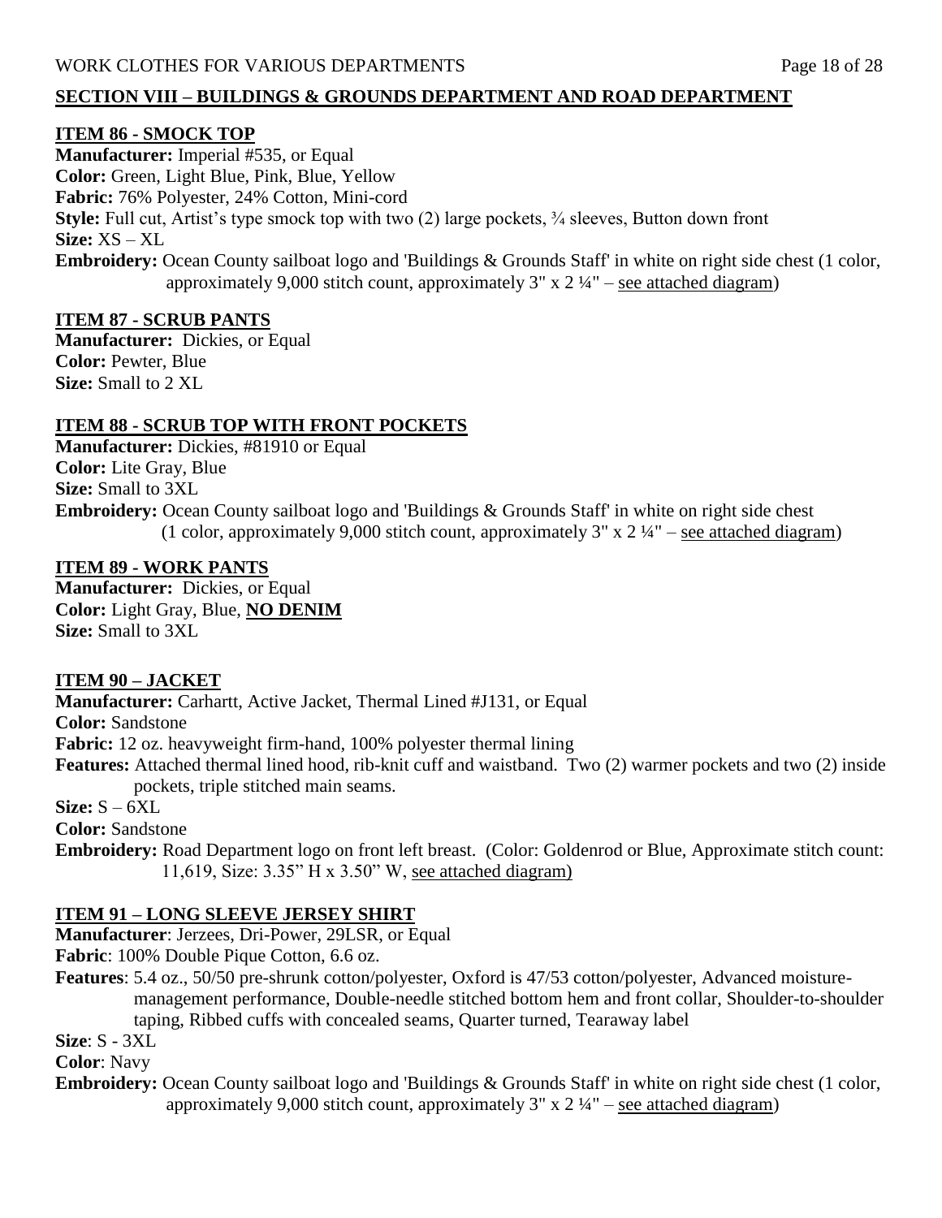## SECTION VIII – BUILDINGS & GROUNDS DEPARTMENT AND ROAD DEPARTMENT

### ITEM 86 - SMOCK TOP

**Manufacturer:** Imperial #535, or Equal
**Color:** Green, Light Blue, Pink, Blue, Yellow
**Fabric:** 76% Polyester, 24% Cotton, Mini-cord
**Style:** Full cut, Artist's type smock top with two (2) large pockets, ¾ sleeves, Button down front
**Size:** XS – XL
**Embroidery:** Ocean County sailboat logo and 'Buildings & Grounds Staff' in white on right side chest (1 color, approximately 9,000 stitch count, approximately 3" x 2 ¼" – see attached diagram)

### ITEM 87 - SCRUB PANTS

**Manufacturer:** Dickies, or Equal
**Color:** Pewter, Blue
**Size:** Small to 2 XL

### ITEM 88 - SCRUB TOP WITH FRONT POCKETS

**Manufacturer:** Dickies, #81910 or Equal
**Color:** Lite Gray, Blue
**Size:** Small to 3XL
**Embroidery:** Ocean County sailboat logo and 'Buildings & Grounds Staff' in white on right side chest (1 color, approximately 9,000 stitch count, approximately 3" x 2 ¼" – see attached diagram)

### ITEM 89 - WORK PANTS

**Manufacturer:** Dickies, or Equal
**Color:** Light Gray, Blue, **NO DENIM**
**Size:** Small to 3XL

### ITEM 90 – JACKET

**Manufacturer:** Carhartt, Active Jacket, Thermal Lined #J131, or Equal
**Color:** Sandstone
**Fabric:** 12 oz. heavyweight firm-hand, 100% polyester thermal lining
**Features:** Attached thermal lined hood, rib-knit cuff and waistband. Two (2) warmer pockets and two (2) inside pockets, triple stitched main seams.
**Size:** S – 6XL
**Color:** Sandstone
**Embroidery:** Road Department logo on front left breast. (Color: Goldenrod or Blue, Approximate stitch count: 11,619, Size: 3.35" H x 3.50" W, see attached diagram)

### ITEM 91 – LONG SLEEVE JERSEY SHIRT

**Manufacturer**: Jerzees, Dri-Power, 29LSR, or Equal
**Fabric**: 100% Double Pique Cotton, 6.6 oz.
**Features**: 5.4 oz., 50/50 pre-shrunk cotton/polyester, Oxford is 47/53 cotton/polyester, Advanced moisture-management performance, Double-needle stitched bottom hem and front collar, Shoulder-to-shoulder taping, Ribbed cuffs with concealed seams, Quarter turned, Tearaway label
**Size**: S - 3XL
**Color**: Navy
**Embroidery:** Ocean County sailboat logo and 'Buildings & Grounds Staff' in white on right side chest (1 color, approximately 9,000 stitch count, approximately 3" x 2 ¼" – see attached diagram)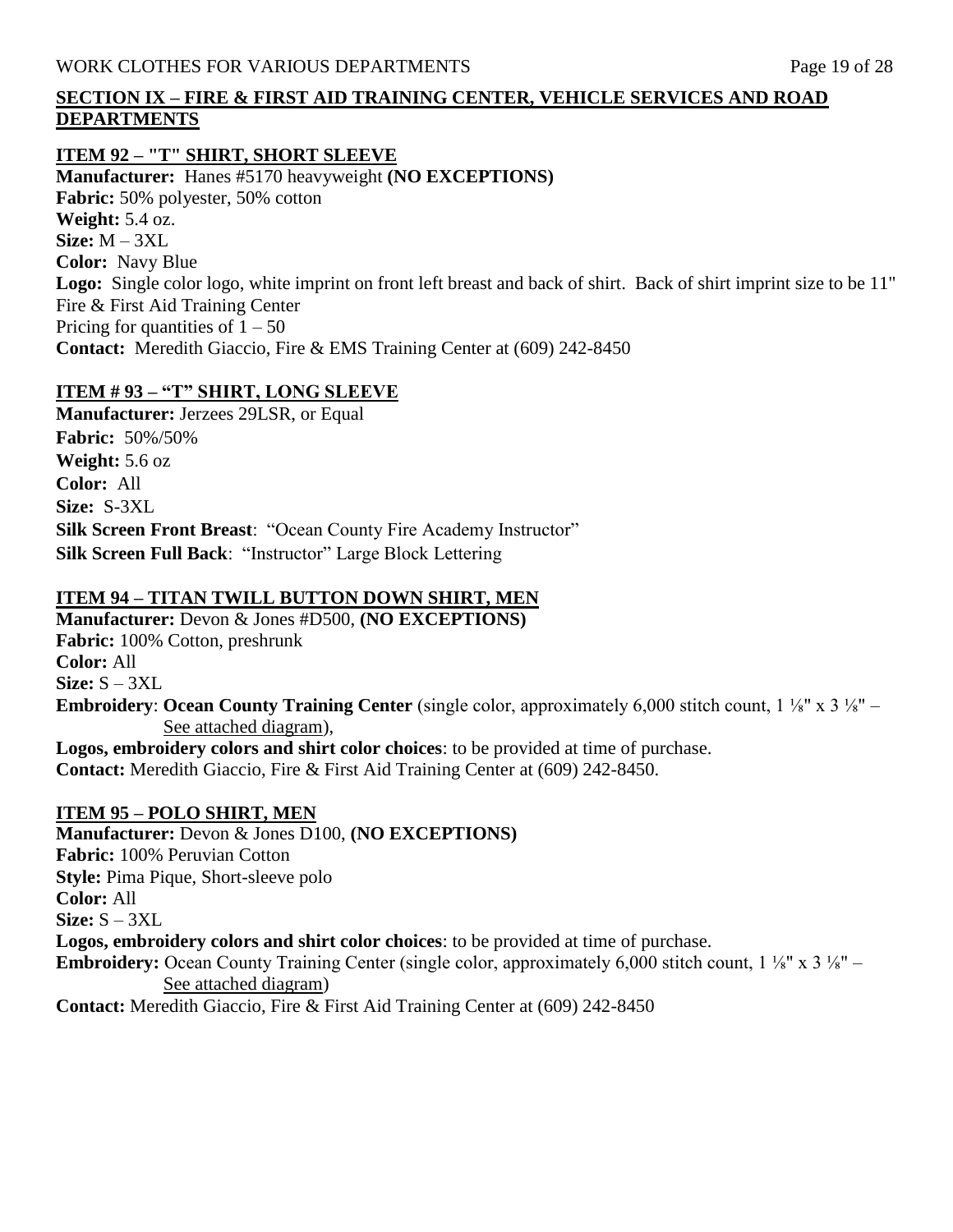## SECTION IX – FIRE & FIRST AID TRAINING CENTER, VEHICLE SERVICES AND ROAD DEPARTMENTS

### ITEM 92 – "T" SHIRT, SHORT SLEEVE

**Manufacturer:** Hanes #5170 heavyweight **(NO EXCEPTIONS)**
**Fabric:** 50% polyester, 50% cotton
**Weight:** 5.4 oz.
**Size:** M – 3XL
**Color:** Navy Blue
**Logo:** Single color logo, white imprint on front left breast and back of shirt. Back of shirt imprint size to be 11"
Fire & First Aid Training Center
Pricing for quantities of 1 – 50
**Contact:** Meredith Giaccio, Fire & EMS Training Center at (609) 242-8450

### ITEM # 93 – "T" SHIRT, LONG SLEEVE

**Manufacturer:** Jerzees 29LSR, or Equal
**Fabric:** 50%/50%
**Weight:** 5.6 oz
**Color:** All
**Size:** S-3XL
**Silk Screen Front Breast**: "Ocean County Fire Academy Instructor"
**Silk Screen Full Back**: "Instructor" Large Block Lettering

### ITEM 94 – TITAN TWILL BUTTON DOWN SHIRT, MEN

**Manufacturer:** Devon & Jones #D500, **(NO EXCEPTIONS)**
**Fabric:** 100% Cotton, preshrunk
**Color:** All
**Size:** S – 3XL
**Embroidery**: **Ocean County Training Center** (single color, approximately 6,000 stitch count, 1 ⅛" x 3 ⅛" – See attached diagram),
**Logos, embroidery colors and shirt color choices**: to be provided at time of purchase.
**Contact:** Meredith Giaccio, Fire & First Aid Training Center at (609) 242-8450.

### ITEM 95 – POLO SHIRT, MEN

**Manufacturer:** Devon & Jones D100, **(NO EXCEPTIONS)**
**Fabric:** 100% Peruvian Cotton
**Style:** Pima Pique, Short-sleeve polo
**Color:** All
**Size:** S – 3XL
**Logos, embroidery colors and shirt color choices**: to be provided at time of purchase.
**Embroidery:** Ocean County Training Center (single color, approximately 6,000 stitch count, 1 ⅛" x 3 ⅛" – See attached diagram)
**Contact:** Meredith Giaccio, Fire & First Aid Training Center at (609) 242-8450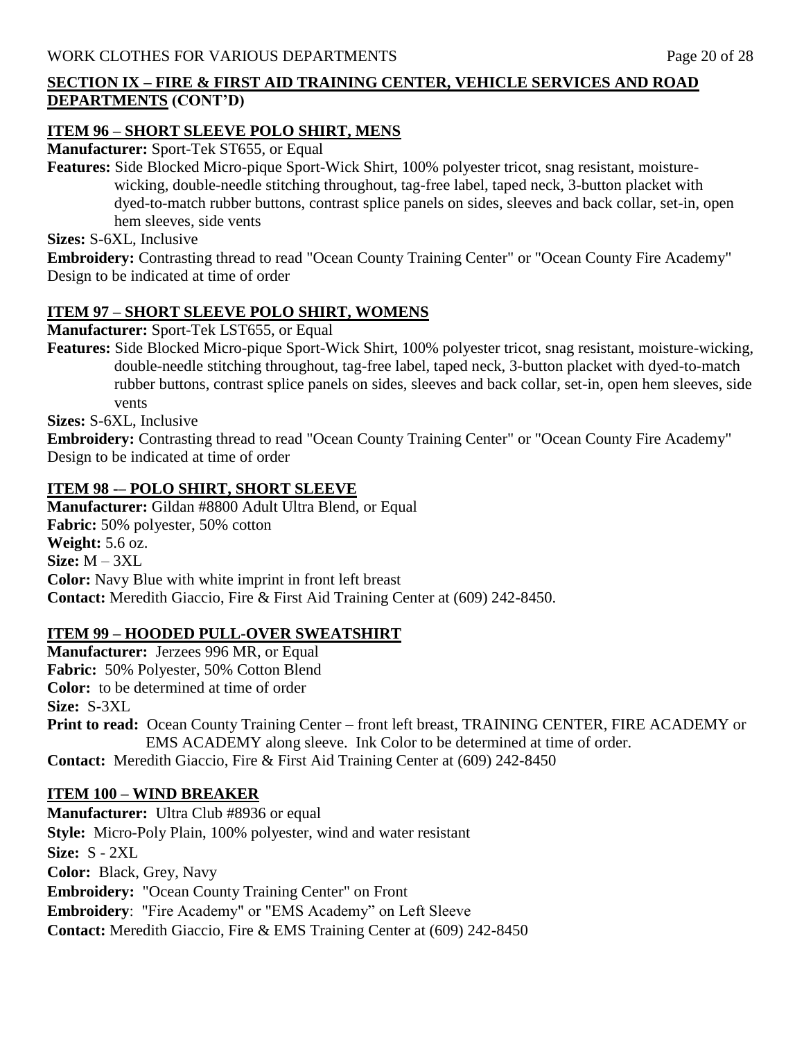**SECTION IX – FIRE & FIRST AID TRAINING CENTER, VEHICLE SERVICES AND ROAD DEPARTMENTS (CONT'D)**

**ITEM 96 – SHORT SLEEVE POLO SHIRT, MENS**

**Manufacturer:** Sport-Tek ST655, or Equal

**Features:** Side Blocked Micro-pique Sport-Wick Shirt, 100% polyester tricot, snag resistant, moisture-wicking, double-needle stitching throughout, tag-free label, taped neck, 3-button placket with dyed-to-match rubber buttons, contrast splice panels on sides, sleeves and back collar, set-in, open hem sleeves, side vents

**Sizes:** S-6XL, Inclusive

**Embroidery:** Contrasting thread to read "Ocean County Training Center" or "Ocean County Fire Academy" Design to be indicated at time of order

**ITEM 97 – SHORT SLEEVE POLO SHIRT, WOMENS**

**Manufacturer:** Sport-Tek LST655, or Equal

**Features:** Side Blocked Micro-pique Sport-Wick Shirt, 100% polyester tricot, snag resistant, moisture-wicking, double-needle stitching throughout, tag-free label, taped neck, 3-button placket with dyed-to-match rubber buttons, contrast splice panels on sides, sleeves and back collar, set-in, open hem sleeves, side vents

**Sizes:** S-6XL, Inclusive

**Embroidery:** Contrasting thread to read "Ocean County Training Center" or "Ocean County Fire Academy" Design to be indicated at time of order

**ITEM 98 -– POLO SHIRT, SHORT SLEEVE**

**Manufacturer:** Gildan #8800 Adult Ultra Blend, or Equal

**Fabric:** 50% polyester, 50% cotton

**Weight:** 5.6 oz.

**Size:** M – 3XL

**Color:** Navy Blue with white imprint in front left breast

**Contact:** Meredith Giaccio, Fire & First Aid Training Center at (609) 242-8450.

**ITEM 99 – HOODED PULL-OVER SWEATSHIRT**

**Manufacturer:** Jerzees 996 MR, or Equal

**Fabric:** 50% Polyester, 50% Cotton Blend

**Color:** to be determined at time of order

**Size:** S-3XL

**Print to read:** Ocean County Training Center – front left breast, TRAINING CENTER, FIRE ACADEMY or EMS ACADEMY along sleeve. Ink Color to be determined at time of order.

**Contact:** Meredith Giaccio, Fire & First Aid Training Center at (609) 242-8450

**ITEM 100 – WIND BREAKER**

**Manufacturer:** Ultra Club #8936 or equal

**Style:** Micro-Poly Plain, 100% polyester, wind and water resistant

**Size:** S - 2XL

**Color:** Black, Grey, Navy

**Embroidery:** "Ocean County Training Center" on Front

**Embroidery**: "Fire Academy" or "EMS Academy" on Left Sleeve

**Contact:** Meredith Giaccio, Fire & EMS Training Center at (609) 242-8450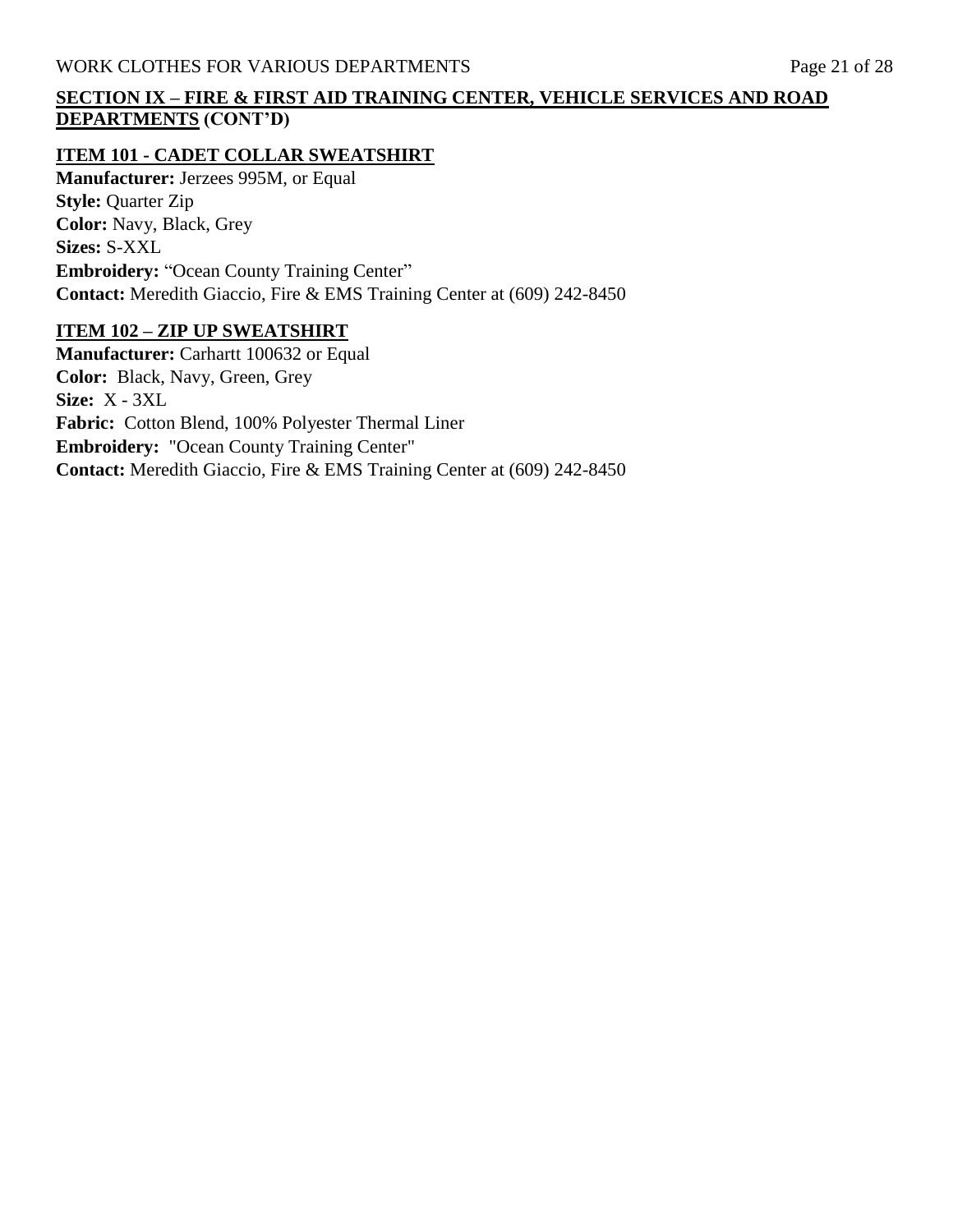## SECTION IX – FIRE & FIRST AID TRAINING CENTER, VEHICLE SERVICES AND ROAD DEPARTMENTS (CONT'D)

### ITEM 101 - CADET COLLAR SWEATSHIRT

**Manufacturer:** Jerzees 995M, or Equal
**Style:** Quarter Zip
**Color:** Navy, Black, Grey
**Sizes:** S-XXL
**Embroidery:** "Ocean County Training Center"
**Contact:** Meredith Giaccio, Fire & EMS Training Center at (609) 242-8450

### ITEM 102 – ZIP UP SWEATSHIRT

**Manufacturer:** Carhartt 100632 or Equal
**Color:** Black, Navy, Green, Grey
**Size:** X - 3XL
**Fabric:** Cotton Blend, 100% Polyester Thermal Liner
**Embroidery:** "Ocean County Training Center"
**Contact:** Meredith Giaccio, Fire & EMS Training Center at (609) 242-8450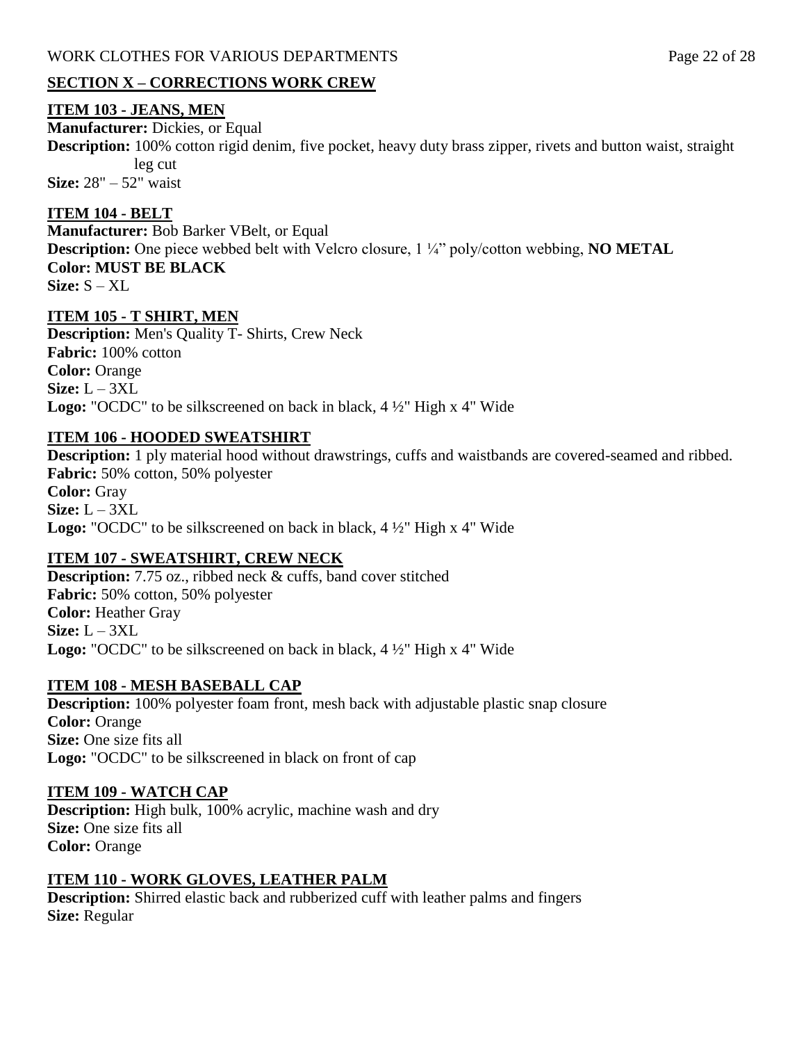## SECTION X – CORRECTIONS WORK CREW

### ITEM 103 - JEANS, MEN

**Manufacturer:** Dickies, or Equal
**Description:** 100% cotton rigid denim, five pocket, heavy duty brass zipper, rivets and button waist, straight leg cut
**Size:** 28" – 52" waist

### ITEM 104 - BELT

**Manufacturer:** Bob Barker VBelt, or Equal
**Description:** One piece webbed belt with Velcro closure, 1 ¼" poly/cotton webbing, **NO METAL**
**Color: MUST BE BLACK**
**Size:** S – XL

### ITEM 105 - T SHIRT, MEN

**Description:** Men's Quality T- Shirts, Crew Neck
**Fabric:** 100% cotton
**Color:** Orange
**Size:** L – 3XL
**Logo:** "OCDC" to be silkscreened on back in black, 4 ½" High x 4" Wide

### ITEM 106 - HOODED SWEATSHIRT

**Description:** 1 ply material hood without drawstrings, cuffs and waistbands are covered-seamed and ribbed.
**Fabric:** 50% cotton, 50% polyester
**Color:** Gray
**Size:** L – 3XL
**Logo:** "OCDC" to be silkscreened on back in black, 4 ½" High x 4" Wide

### ITEM 107 - SWEATSHIRT, CREW NECK

**Description:** 7.75 oz., ribbed neck & cuffs, band cover stitched
**Fabric:** 50% cotton, 50% polyester
**Color:** Heather Gray
**Size:** L – 3XL
**Logo:** "OCDC" to be silkscreened on back in black, 4 ½" High x 4" Wide

### ITEM 108 - MESH BASEBALL CAP

**Description:** 100% polyester foam front, mesh back with adjustable plastic snap closure
**Color:** Orange
**Size:** One size fits all
**Logo:** "OCDC" to be silkscreened in black on front of cap

### ITEM 109 - WATCH CAP

**Description:** High bulk, 100% acrylic, machine wash and dry
**Size:** One size fits all
**Color:** Orange

### ITEM 110 - WORK GLOVES, LEATHER PALM

**Description:** Shirred elastic back and rubberized cuff with leather palms and fingers
**Size:** Regular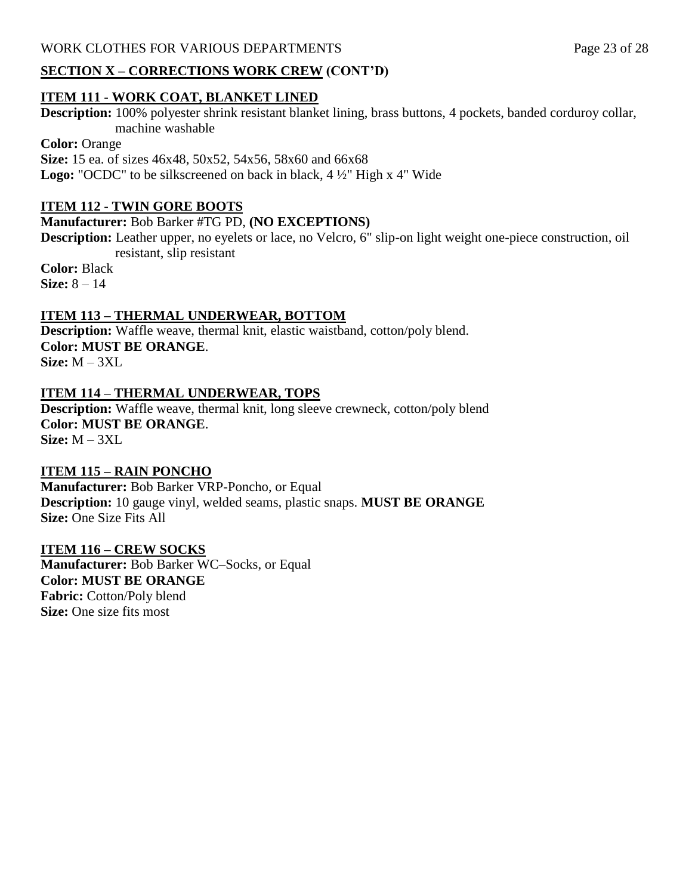## SECTION X – CORRECTIONS WORK CREW (CONT'D)

### ITEM 111 - WORK COAT, BLANKET LINED

**Description:** 100% polyester shrink resistant blanket lining, brass buttons, 4 pockets, banded corduroy collar, machine washable

**Color:** Orange

**Size:** 15 ea. of sizes 46x48, 50x52, 54x56, 58x60 and 66x68

**Logo:** "OCDC" to be silkscreened on back in black, 4 ½" High x 4" Wide

### ITEM 112 - TWIN GORE BOOTS

**Manufacturer:** Bob Barker #TG PD, **(NO EXCEPTIONS)**

**Description:** Leather upper, no eyelets or lace, no Velcro, 6" slip-on light weight one-piece construction, oil resistant, slip resistant

**Color:** Black

**Size:** 8 – 14

### ITEM 113 – THERMAL UNDERWEAR, BOTTOM

**Description:** Waffle weave, thermal knit, elastic waistband, cotton/poly blend.

**Color: MUST BE ORANGE**.

**Size:** M – 3XL

### ITEM 114 – THERMAL UNDERWEAR, TOPS

**Description:** Waffle weave, thermal knit, long sleeve crewneck, cotton/poly blend

**Color: MUST BE ORANGE**.

**Size:** M – 3XL

### ITEM 115 – RAIN PONCHO

**Manufacturer:** Bob Barker VRP-Poncho, or Equal

**Description:** 10 gauge vinyl, welded seams, plastic snaps. **MUST BE ORANGE**

**Size:** One Size Fits All

### ITEM 116 – CREW SOCKS

**Manufacturer:** Bob Barker WC–Socks, or Equal

**Color: MUST BE ORANGE**

**Fabric:** Cotton/Poly blend

**Size:** One size fits most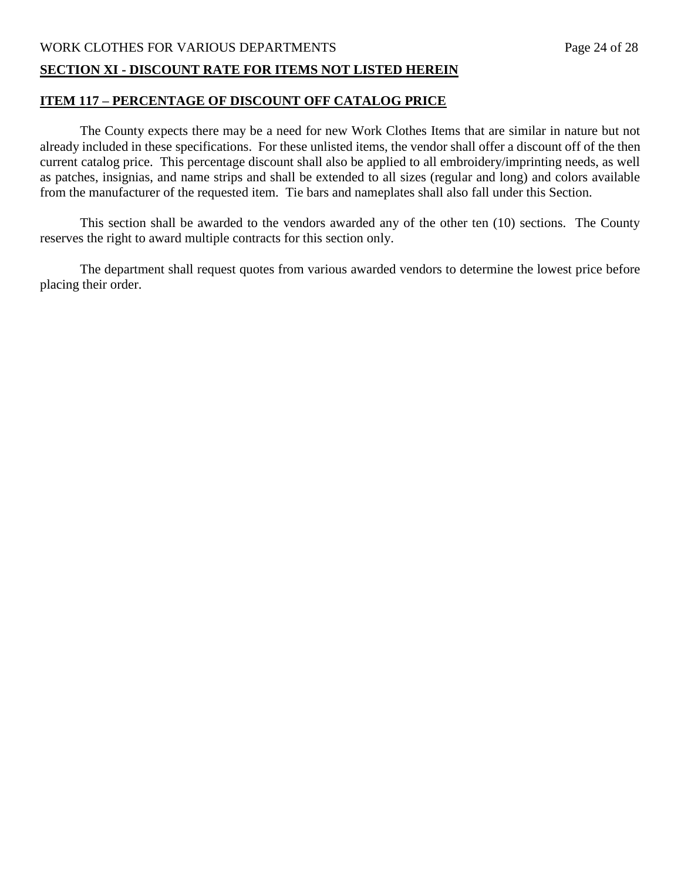## SECTION XI - DISCOUNT RATE FOR ITEMS NOT LISTED HEREIN

### ITEM 117 – PERCENTAGE OF DISCOUNT OFF CATALOG PRICE

The County expects there may be a need for new Work Clothes Items that are similar in nature but not already included in these specifications. For these unlisted items, the vendor shall offer a discount off of the then current catalog price. This percentage discount shall also be applied to all embroidery/imprinting needs, as well as patches, insignias, and name strips and shall be extended to all sizes (regular and long) and colors available from the manufacturer of the requested item. Tie bars and nameplates shall also fall under this Section.

This section shall be awarded to the vendors awarded any of the other ten (10) sections. The County reserves the right to award multiple contracts for this section only.

The department shall request quotes from various awarded vendors to determine the lowest price before placing their order.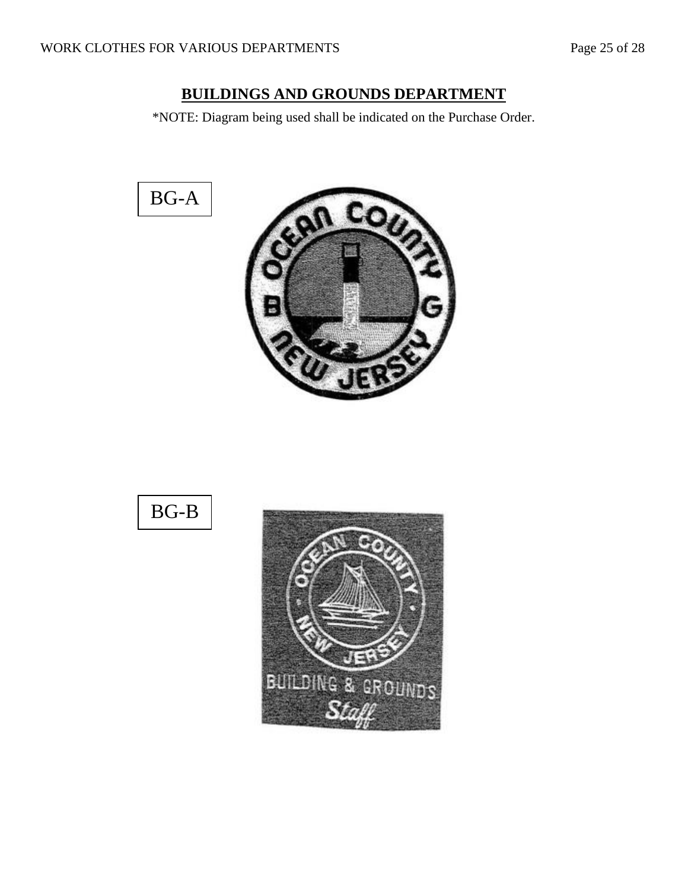## BUILDINGS AND GROUNDS DEPARTMENT

*NOTE: Diagram being used shall be indicated on the Purchase Order.

BG-A

BG-B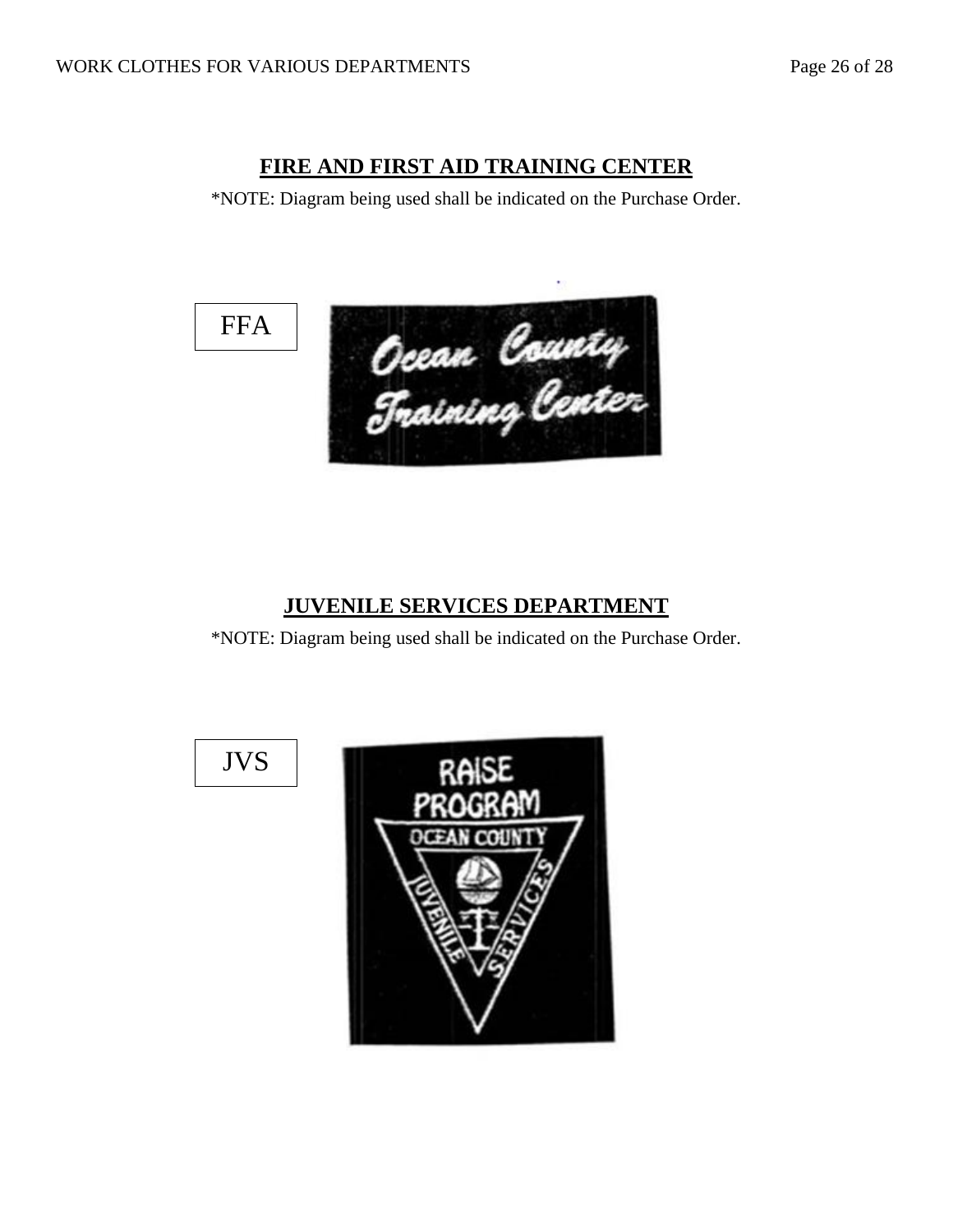## FIRE AND FIRST AID TRAINING CENTER

*NOTE: Diagram being used shall be indicated on the Purchase Order.

FFA

Ocean County
Training Center

## JUVENILE SERVICES DEPARTMENT

*NOTE: Diagram being used shall be indicated on the Purchase Order.

JVS

RAISE
PROGRAM
OCEAN COUNTY
JUVENILE SERVICES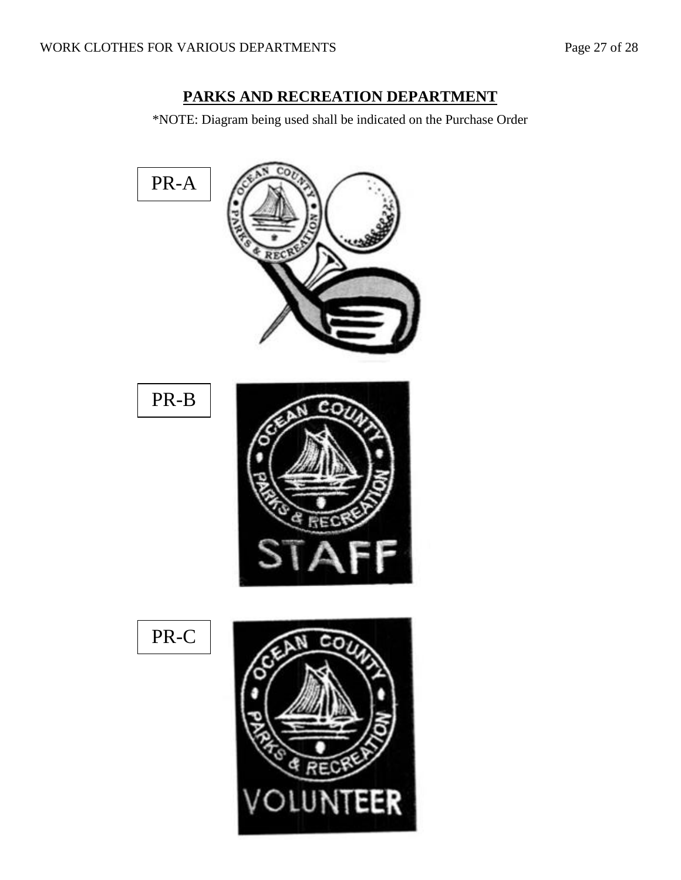## PARKS AND RECREATION DEPARTMENT

*NOTE: Diagram being used shall be indicated on the Purchase Order

PR-A

PR-B

PR-C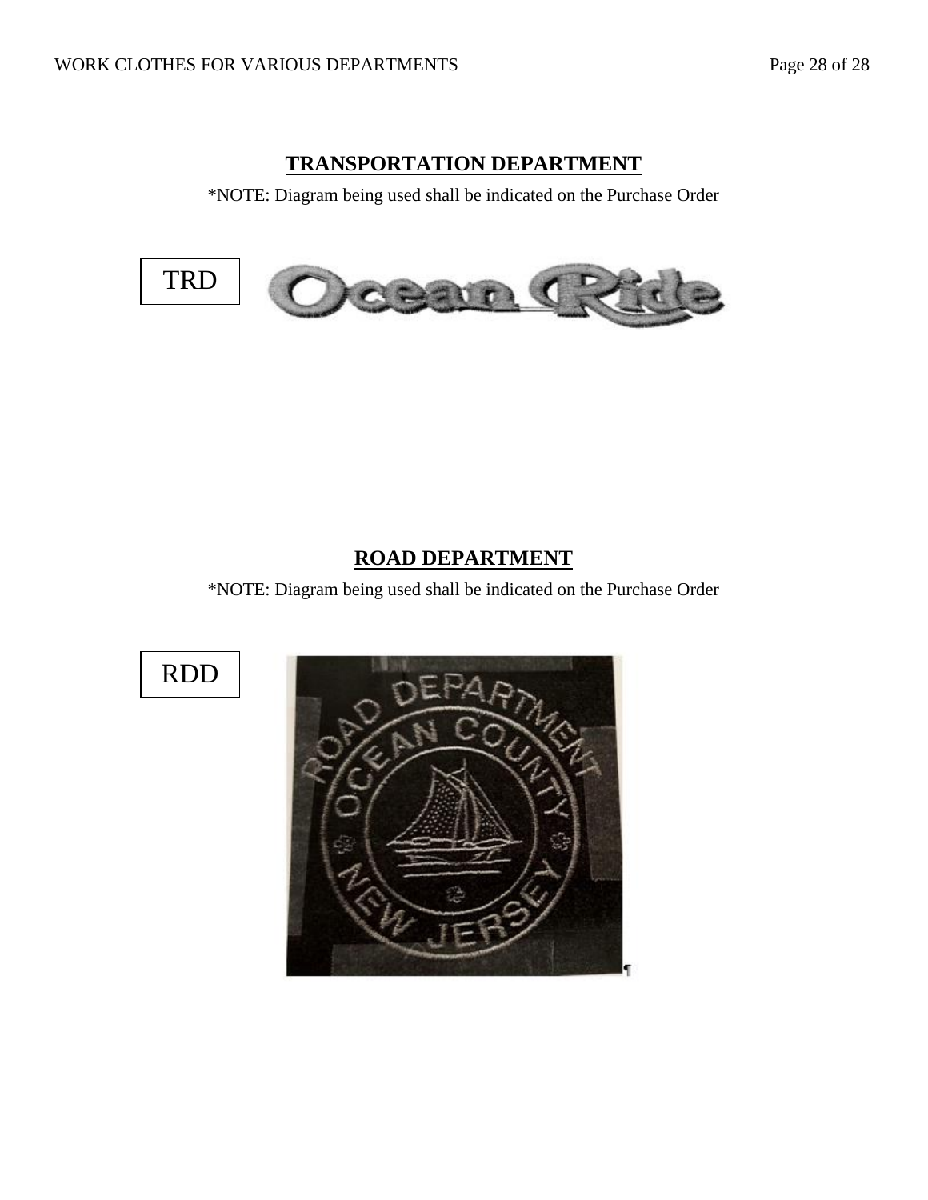## TRANSPORTATION DEPARTMENT

*NOTE: Diagram being used shall be indicated on the Purchase Order

TRD

## ROAD DEPARTMENT

*NOTE: Diagram being used shall be indicated on the Purchase Order

RDD